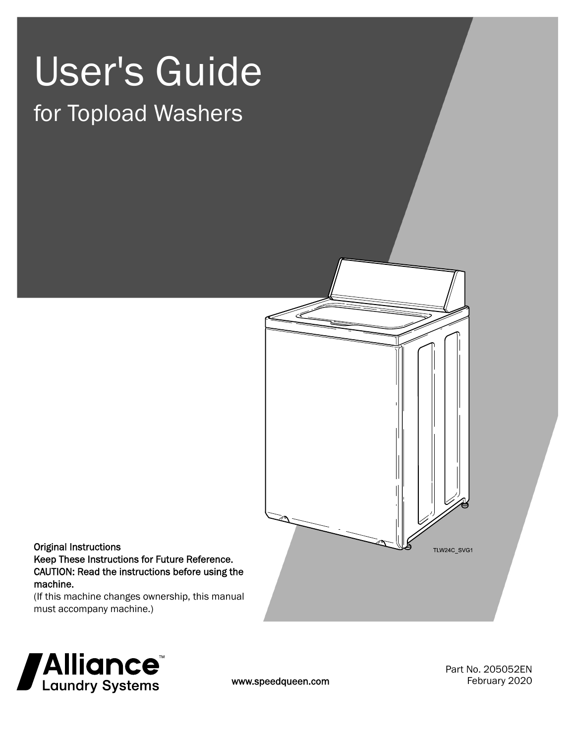# User's Guide

## for Topload Washers

TLW24C_SVG1

**Original Instructions**
**Keep These Instructions for Future Reference.**
**CAUTION: Read the instructions before using the machine.**
(If this machine changes ownership, this manual must accompany machine.)

Alliance™ Laundry Systems

www.speedqueen.com

Part No. 205052EN
February 2020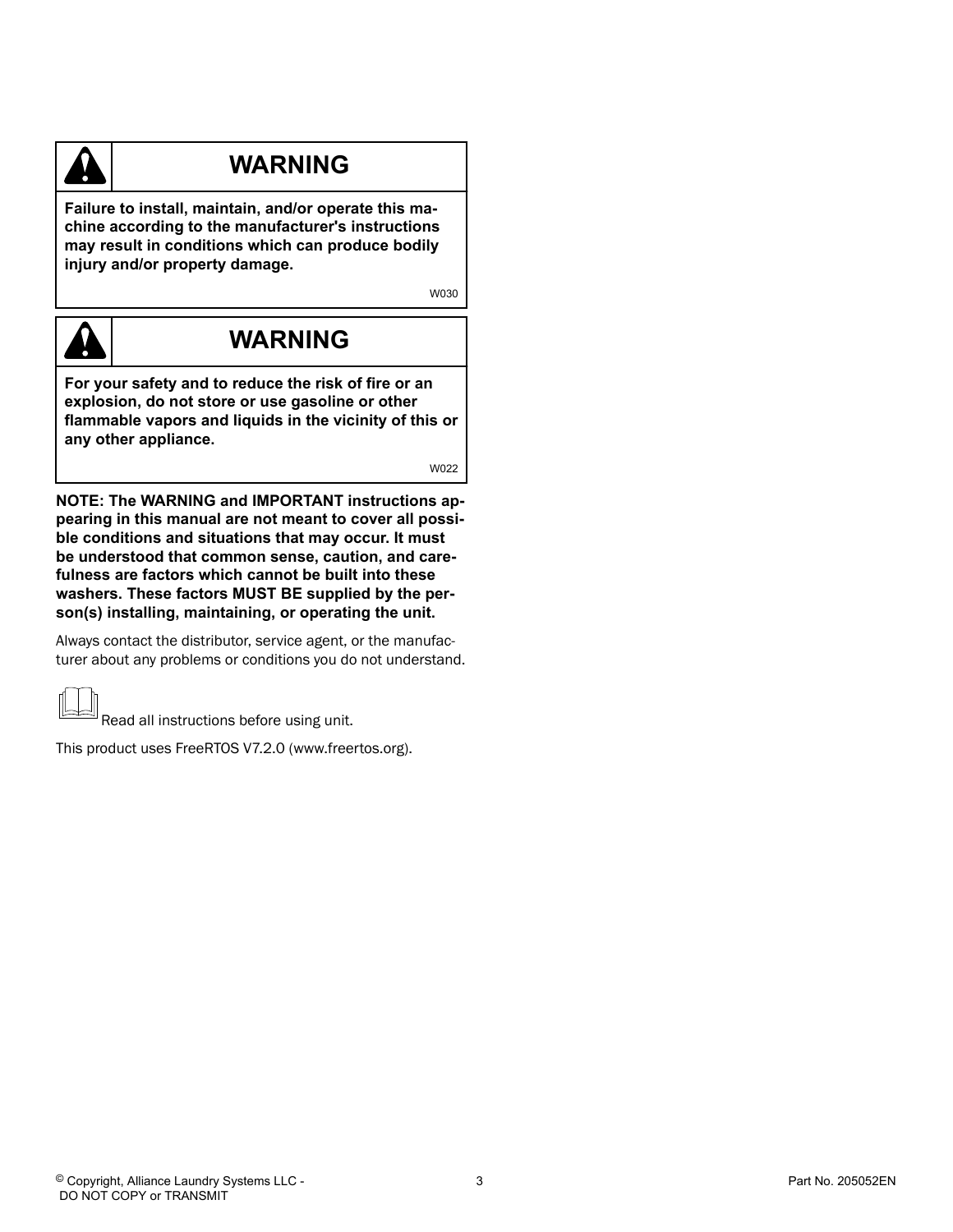## WARNING

**Failure to install, maintain, and/or operate this machine according to the manufacturer's instructions may result in conditions which can produce bodily injury and/or property damage.**

W030

## WARNING

**For your safety and to reduce the risk of fire or an explosion, do not store or use gasoline or other flammable vapors and liquids in the vicinity of this or any other appliance.**

W022

**NOTE: The WARNING and IMPORTANT instructions appearing in this manual are not meant to cover all possible conditions and situations that may occur. It must be understood that common sense, caution, and carefulness are factors which cannot be built into these washers. These factors MUST BE supplied by the person(s) installing, maintaining, or operating the unit.**

Always contact the distributor, service agent, or the manufacturer about any problems or conditions you do not understand.

Read all instructions before using unit.

This product uses FreeRTOS V7.2.0 (www.freertos.org).

© Copyright, Alliance Laundry Systems LLC - DO NOT COPY or TRANSMIT

Part No. 205052EN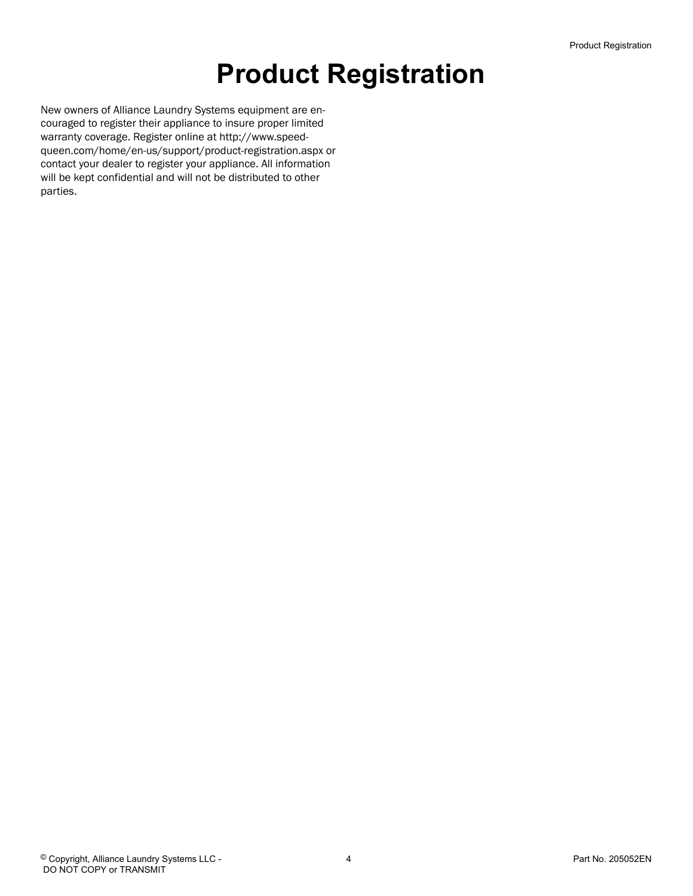# Product Registration

New owners of Alliance Laundry Systems equipment are encouraged to register their appliance to insure proper limited warranty coverage. Register online at http://www.speedqueen.com/home/en-us/support/product-registration.aspx or contact your dealer to register your appliance. All information will be kept confidential and will not be distributed to other parties.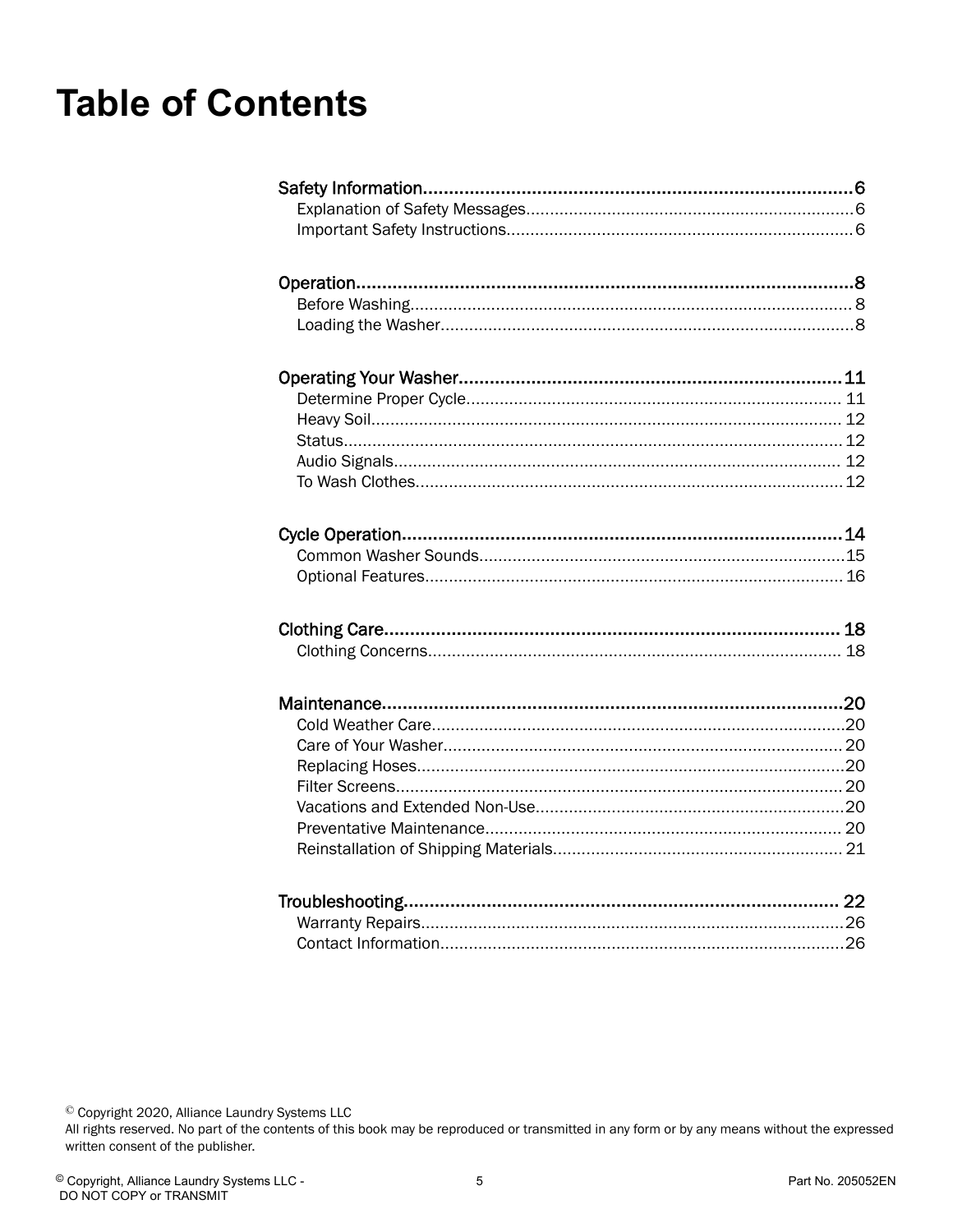# Table of Contents

**Safety Information** ........ 6
- Explanation of Safety Messages ........ 6
- Important Safety Instructions ........ 6

**Operation** ........ 8
- Before Washing ........ 8
- Loading the Washer ........ 8

**Operating Your Washer** ........ 11
- Determine Proper Cycle ........ 11
- Heavy Soil ........ 12
- Status ........ 12
- Audio Signals ........ 12
- To Wash Clothes ........ 12

**Cycle Operation** ........ 14
- Common Washer Sounds ........ 15
- Optional Features ........ 16

**Clothing Care** ........ 18
- Clothing Concerns ........ 18

**Maintenance** ........ 20
- Cold Weather Care ........ 20
- Care of Your Washer ........ 20
- Replacing Hoses ........ 20
- Filter Screens ........ 20
- Vacations and Extended Non-Use ........ 20
- Preventative Maintenance ........ 20
- Reinstallation of Shipping Materials ........ 21

**Troubleshooting** ........ 22
- Warranty Repairs ........ 26
- Contact Information ........ 26

© Copyright 2020, Alliance Laundry Systems LLC
All rights reserved. No part of the contents of this book may be reproduced or transmitted in any form or by any means without the expressed written consent of the publisher.

© Copyright, Alliance Laundry Systems LLC - DO NOT COPY or TRANSMIT

Part No. 205052EN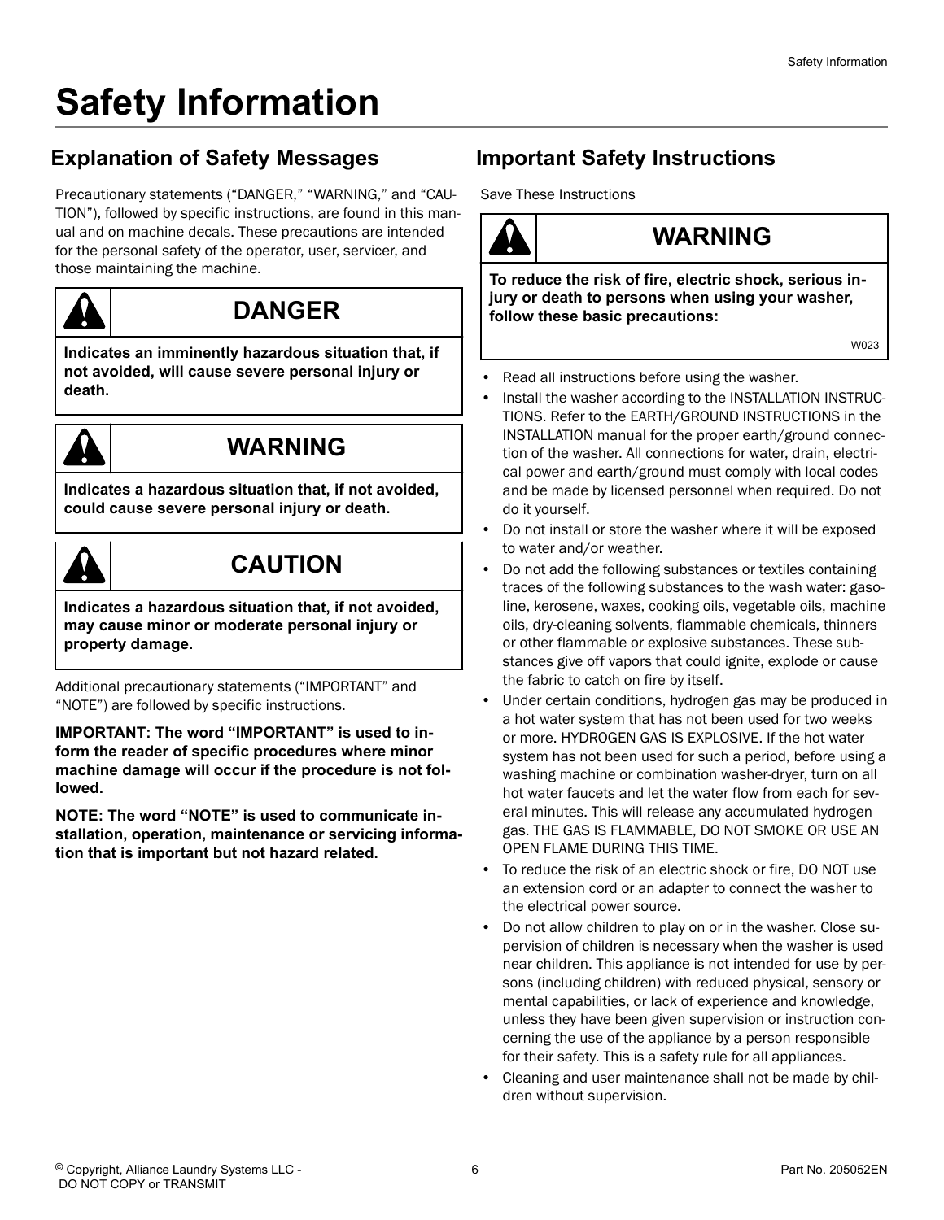# Safety Information

## Explanation of Safety Messages

Precautionary statements ("DANGER," "WARNING," and "CAUTION"), followed by specific instructions, are found in this manual and on machine decals. These precautions are intended for the personal safety of the operator, user, servicer, and those maintaining the machine.

> **DANGER**
>
> **Indicates an imminently hazardous situation that, if not avoided, will cause severe personal injury or death.**

> **WARNING**
>
> **Indicates a hazardous situation that, if not avoided, could cause severe personal injury or death.**

> **CAUTION**
>
> **Indicates a hazardous situation that, if not avoided, may cause minor or moderate personal injury or property damage.**

Additional precautionary statements ("IMPORTANT" and "NOTE") are followed by specific instructions.

**IMPORTANT: The word "IMPORTANT" is used to inform the reader of specific procedures where minor machine damage will occur if the procedure is not followed.**

**NOTE: The word "NOTE" is used to communicate installation, operation, maintenance or servicing information that is important but not hazard related.**

## Important Safety Instructions

Save These Instructions

> **WARNING**
>
> **To reduce the risk of fire, electric shock, serious injury or death to persons when using your washer, follow these basic precautions:**
>
> W023

- Read all instructions before using the washer.
- Install the washer according to the INSTALLATION INSTRUCTIONS. Refer to the EARTH/GROUND INSTRUCTIONS in the INSTALLATION manual for the proper earth/ground connection of the washer. All connections for water, drain, electrical power and earth/ground must comply with local codes and be made by licensed personnel when required. Do not do it yourself.
- Do not install or store the washer where it will be exposed to water and/or weather.
- Do not add the following substances or textiles containing traces of the following substances to the wash water: gasoline, kerosene, waxes, cooking oils, vegetable oils, machine oils, dry-cleaning solvents, flammable chemicals, thinners or other flammable or explosive substances. These substances give off vapors that could ignite, explode or cause the fabric to catch on fire by itself.
- Under certain conditions, hydrogen gas may be produced in a hot water system that has not been used for two weeks or more. HYDROGEN GAS IS EXPLOSIVE. If the hot water system has not been used for such a period, before using a washing machine or combination washer-dryer, turn on all hot water faucets and let the water flow from each for several minutes. This will release any accumulated hydrogen gas. THE GAS IS FLAMMABLE, DO NOT SMOKE OR USE AN OPEN FLAME DURING THIS TIME.
- To reduce the risk of an electric shock or fire, DO NOT use an extension cord or an adapter to connect the washer to the electrical power source.
- Do not allow children to play on or in the washer. Close supervision of children is necessary when the washer is used near children. This appliance is not intended for use by persons (including children) with reduced physical, sensory or mental capabilities, or lack of experience and knowledge, unless they have been given supervision or instruction concerning the use of the appliance by a person responsible for their safety. This is a safety rule for all appliances.
- Cleaning and user maintenance shall not be made by children without supervision.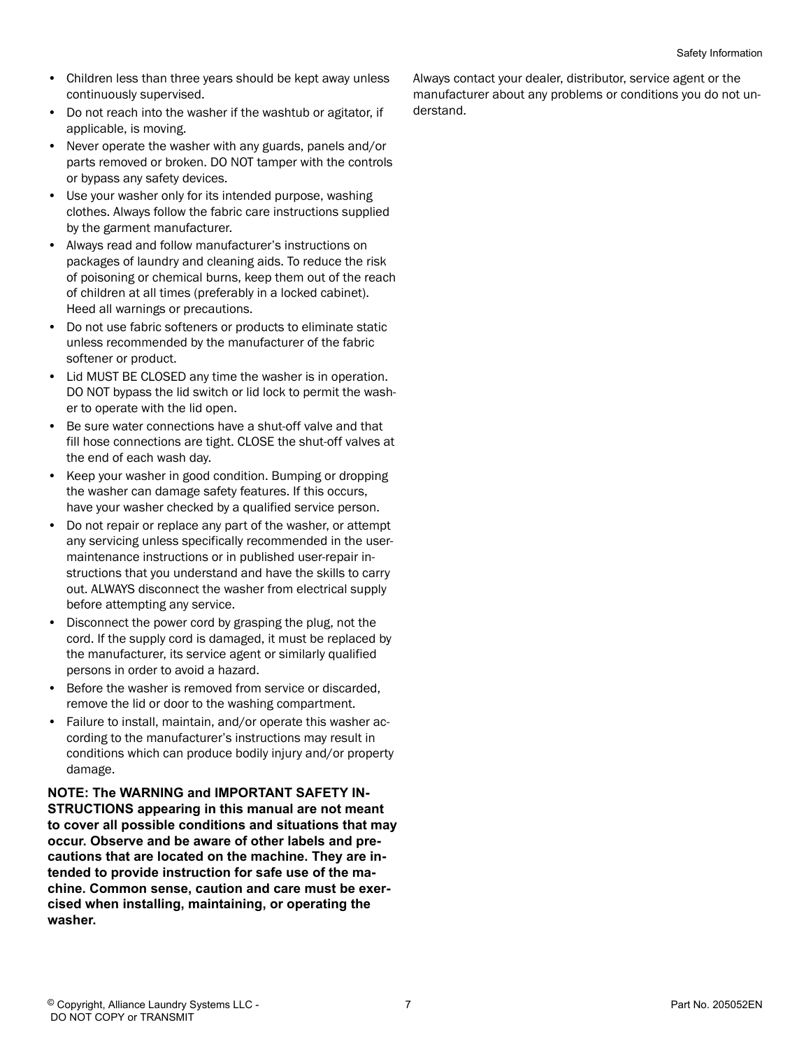- Children less than three years should be kept away unless continuously supervised.
- Do not reach into the washer if the washtub or agitator, if applicable, is moving.
- Never operate the washer with any guards, panels and/or parts removed or broken. DO NOT tamper with the controls or bypass any safety devices.
- Use your washer only for its intended purpose, washing clothes. Always follow the fabric care instructions supplied by the garment manufacturer.
- Always read and follow manufacturer's instructions on packages of laundry and cleaning aids. To reduce the risk of poisoning or chemical burns, keep them out of the reach of children at all times (preferably in a locked cabinet). Heed all warnings or precautions.
- Do not use fabric softeners or products to eliminate static unless recommended by the manufacturer of the fabric softener or product.
- Lid MUST BE CLOSED any time the washer is in operation. DO NOT bypass the lid switch or lid lock to permit the washer to operate with the lid open.
- Be sure water connections have a shut-off valve and that fill hose connections are tight. CLOSE the shut-off valves at the end of each wash day.
- Keep your washer in good condition. Bumping or dropping the washer can damage safety features. If this occurs, have your washer checked by a qualified service person.
- Do not repair or replace any part of the washer, or attempt any servicing unless specifically recommended in the user-maintenance instructions or in published user-repair instructions that you understand and have the skills to carry out. ALWAYS disconnect the washer from electrical supply before attempting any service.
- Disconnect the power cord by grasping the plug, not the cord. If the supply cord is damaged, it must be replaced by the manufacturer, its service agent or similarly qualified persons in order to avoid a hazard.
- Before the washer is removed from service or discarded, remove the lid or door to the washing compartment.
- Failure to install, maintain, and/or operate this washer according to the manufacturer's instructions may result in conditions which can produce bodily injury and/or property damage.

**NOTE: The WARNING and IMPORTANT SAFETY INSTRUCTIONS appearing in this manual are not meant to cover all possible conditions and situations that may occur. Observe and be aware of other labels and precautions that are located on the machine. They are intended to provide instruction for safe use of the machine. Common sense, caution and care must be exercised when installing, maintaining, or operating the washer.**

Always contact your dealer, distributor, service agent or the manufacturer about any problems or conditions you do not understand.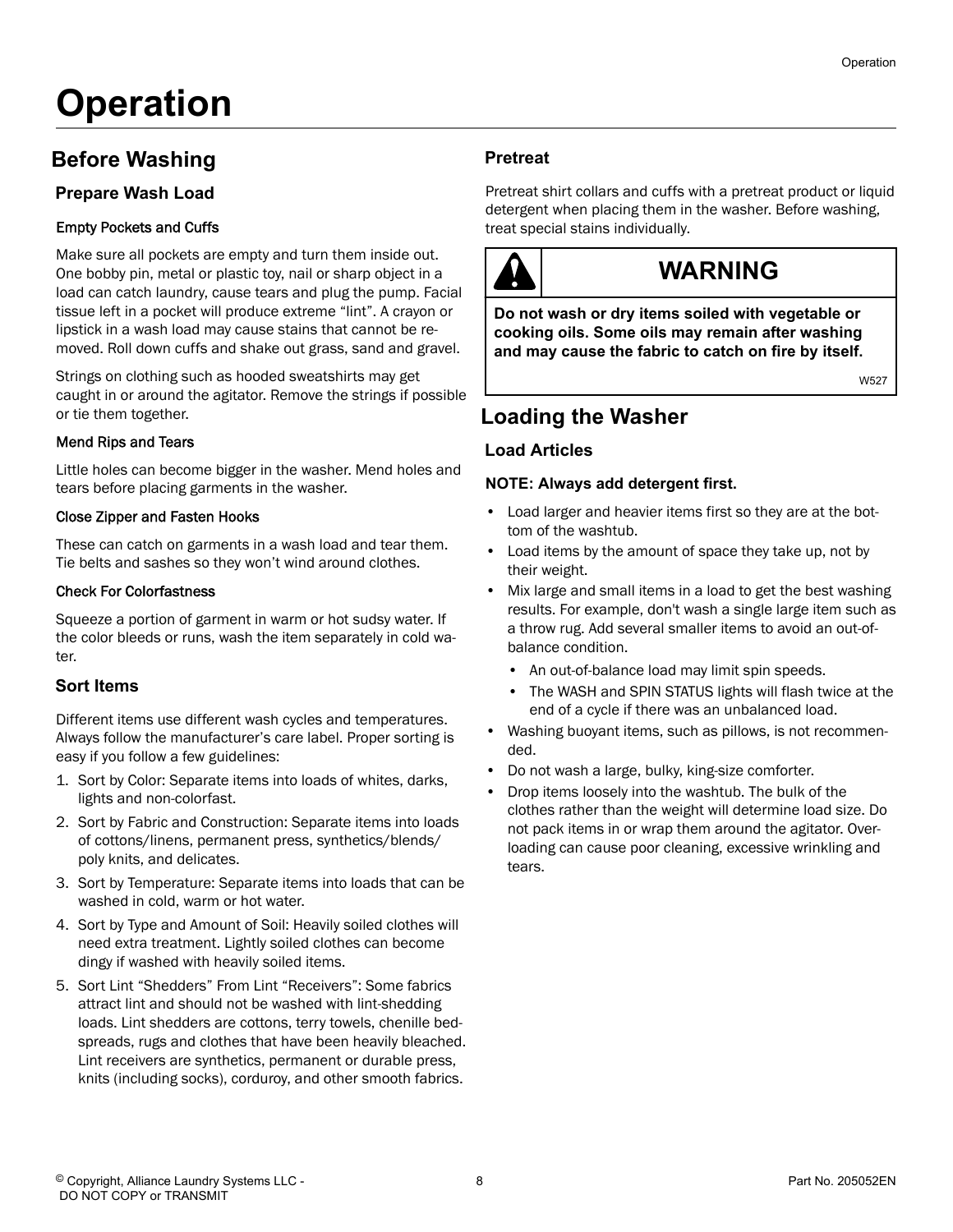# Operation

## Before Washing

### Prepare Wash Load

#### Empty Pockets and Cuffs

Make sure all pockets are empty and turn them inside out. One bobby pin, metal or plastic toy, nail or sharp object in a load can catch laundry, cause tears and plug the pump. Facial tissue left in a pocket will produce extreme "lint". A crayon or lipstick in a wash load may cause stains that cannot be removed. Roll down cuffs and shake out grass, sand and gravel.

Strings on clothing such as hooded sweatshirts may get caught in or around the agitator. Remove the strings if possible or tie them together.

#### Mend Rips and Tears

Little holes can become bigger in the washer. Mend holes and tears before placing garments in the washer.

#### Close Zipper and Fasten Hooks

These can catch on garments in a wash load and tear them. Tie belts and sashes so they won't wind around clothes.

#### Check For Colorfastness

Squeeze a portion of garment in warm or hot sudsy water. If the color bleeds or runs, wash the item separately in cold water.

### Sort Items

Different items use different wash cycles and temperatures. Always follow the manufacturer's care label. Proper sorting is easy if you follow a few guidelines:

1. Sort by Color: Separate items into loads of whites, darks, lights and non-colorfast.
2. Sort by Fabric and Construction: Separate items into loads of cottons/linens, permanent press, synthetics/blends/poly knits, and delicates.
3. Sort by Temperature: Separate items into loads that can be washed in cold, warm or hot water.
4. Sort by Type and Amount of Soil: Heavily soiled clothes will need extra treatment. Lightly soiled clothes can become dingy if washed with heavily soiled items.
5. Sort Lint "Shedders" From Lint "Receivers": Some fabrics attract lint and should not be washed with lint-shedding loads. Lint shedders are cottons, terry towels, chenille bedspreads, rugs and clothes that have been heavily bleached. Lint receivers are synthetics, permanent or durable press, knits (including socks), corduroy, and other smooth fabrics.

### Pretreat

Pretreat shirt collars and cuffs with a pretreat product or liquid detergent when placing them in the washer. Before washing, treat special stains individually.

> **WARNING**
>
> **Do not wash or dry items soiled with vegetable or cooking oils. Some oils may remain after washing and may cause the fabric to catch on fire by itself.**
>
> W527

## Loading the Washer

### Load Articles

**NOTE: Always add detergent first.**

- Load larger and heavier items first so they are at the bottom of the washtub.
- Load items by the amount of space they take up, not by their weight.
- Mix large and small items in a load to get the best washing results. For example, don't wash a single large item such as a throw rug. Add several smaller items to avoid an out-of-balance condition.
  - An out-of-balance load may limit spin speeds.
  - The WASH and SPIN STATUS lights will flash twice at the end of a cycle if there was an unbalanced load.
- Washing buoyant items, such as pillows, is not recommended.
- Do not wash a large, bulky, king-size comforter.
- Drop items loosely into the washtub. The bulk of the clothes rather than the weight will determine load size. Do not pack items in or wrap them around the agitator. Overloading can cause poor cleaning, excessive wrinkling and tears.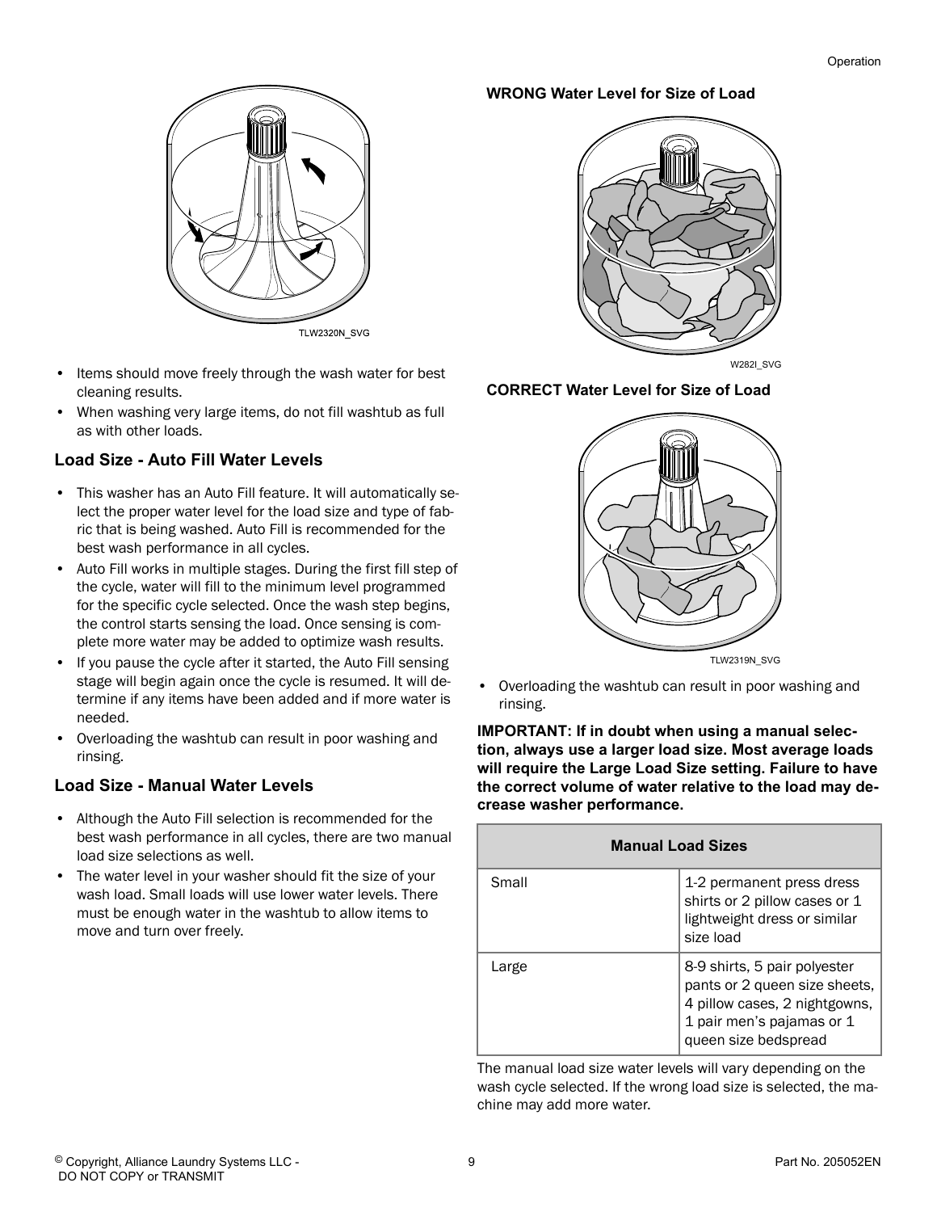TLW2320N_SVG

- Items should move freely through the wash water for best cleaning results.
- When washing very large items, do not fill washtub as full as with other loads.

### Load Size - Auto Fill Water Levels

- This washer has an Auto Fill feature. It will automatically select the proper water level for the load size and type of fabric that is being washed. Auto Fill is recommended for the best wash performance in all cycles.
- Auto Fill works in multiple stages. During the first fill step of the cycle, water will fill to the minimum level programmed for the specific cycle selected. Once the wash step begins, the control starts sensing the load. Once sensing is complete more water may be added to optimize wash results.
- If you pause the cycle after it started, the Auto Fill sensing stage will begin again once the cycle is resumed. It will determine if any items have been added and if more water is needed.
- Overloading the washtub can result in poor washing and rinsing.

### Load Size - Manual Water Levels

- Although the Auto Fill selection is recommended for the best wash performance in all cycles, there are two manual load size selections as well.
- The water level in your washer should fit the size of your wash load. Small loads will use lower water levels. There must be enough water in the washtub to allow items to move and turn over freely.

**WRONG Water Level for Size of Load**

W282I_SVG

**CORRECT Water Level for Size of Load**

TLW2319N_SVG

- Overloading the washtub can result in poor washing and rinsing.

**IMPORTANT: If in doubt when using a manual selection, always use a larger load size. Most average loads will require the Large Load Size setting. Failure to have the correct volume of water relative to the load may decrease washer performance.**

| Manual Load Sizes | |
|---|---|
| Small | 1-2 permanent press dress shirts or 2 pillow cases or 1 lightweight dress or similar size load |
| Large | 8-9 shirts, 5 pair polyester pants or 2 queen size sheets, 4 pillow cases, 2 nightgowns, 1 pair men's pajamas or 1 queen size bedspread |

The manual load size water levels will vary depending on the wash cycle selected. If the wrong load size is selected, the machine may add more water.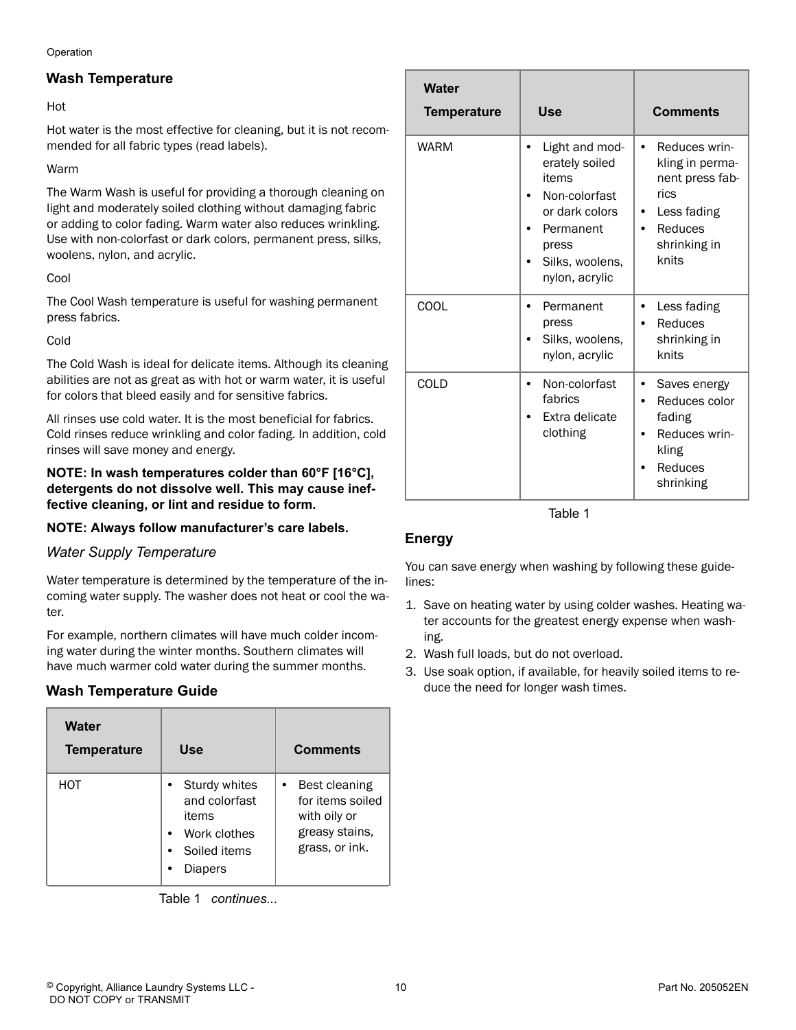## Wash Temperature

Hot

Hot water is the most effective for cleaning, but it is not recommended for all fabric types (read labels).

Warm

The Warm Wash is useful for providing a thorough cleaning on light and moderately soiled clothing without damaging fabric or adding to color fading. Warm water also reduces wrinkling. Use with non-colorfast or dark colors, permanent press, silks, woolens, nylon, and acrylic.

Cool

The Cool Wash temperature is useful for washing permanent press fabrics.

Cold

The Cold Wash is ideal for delicate items. Although its cleaning abilities are not as great as with hot or warm water, it is useful for colors that bleed easily and for sensitive fabrics.

All rinses use cold water. It is the most beneficial for fabrics. Cold rinses reduce wrinkling and color fading. In addition, cold rinses will save money and energy.

**NOTE: In wash temperatures colder than 60°F [16°C], detergents do not dissolve well. This may cause ineffective cleaning, or lint and residue to form.**

**NOTE: Always follow manufacturer's care labels.**

### *Water Supply Temperature*

Water temperature is determined by the temperature of the incoming water supply. The washer does not heat or cool the water.

For example, northern climates will have much colder incoming water during the winter months. Southern climates will have much warmer cold water during the summer months.

## Wash Temperature Guide

| Water Temperature | Use | Comments |
|---|---|---|
| HOT | • Sturdy whites and colorfast items<br>• Work clothes<br>• Soiled items<br>• Diapers | • Best cleaning for items soiled with oily or greasy stains, grass, or ink. |
| WARM | • Light and moderately soiled items<br>• Non-colorfast or dark colors<br>• Permanent press<br>• Silks, woolens, nylon, acrylic | • Reduces wrinkling in permanent press fabrics<br>• Less fading<br>• Reduces shrinking in knits |
| COOL | • Permanent press<br>• Silks, woolens, nylon, acrylic | • Less fading<br>• Reduces shrinking in knits |
| COLD | • Non-colorfast fabrics<br>• Extra delicate clothing | • Saves energy<br>• Reduces color fading<br>• Reduces wrinkling<br>• Reduces shrinking |

Table 1

## Energy

You can save energy when washing by following these guidelines:

1. Save on heating water by using colder washes. Heating water accounts for the greatest energy expense when washing.
2. Wash full loads, but do not overload.
3. Use soak option, if available, for heavily soiled items to reduce the need for longer wash times.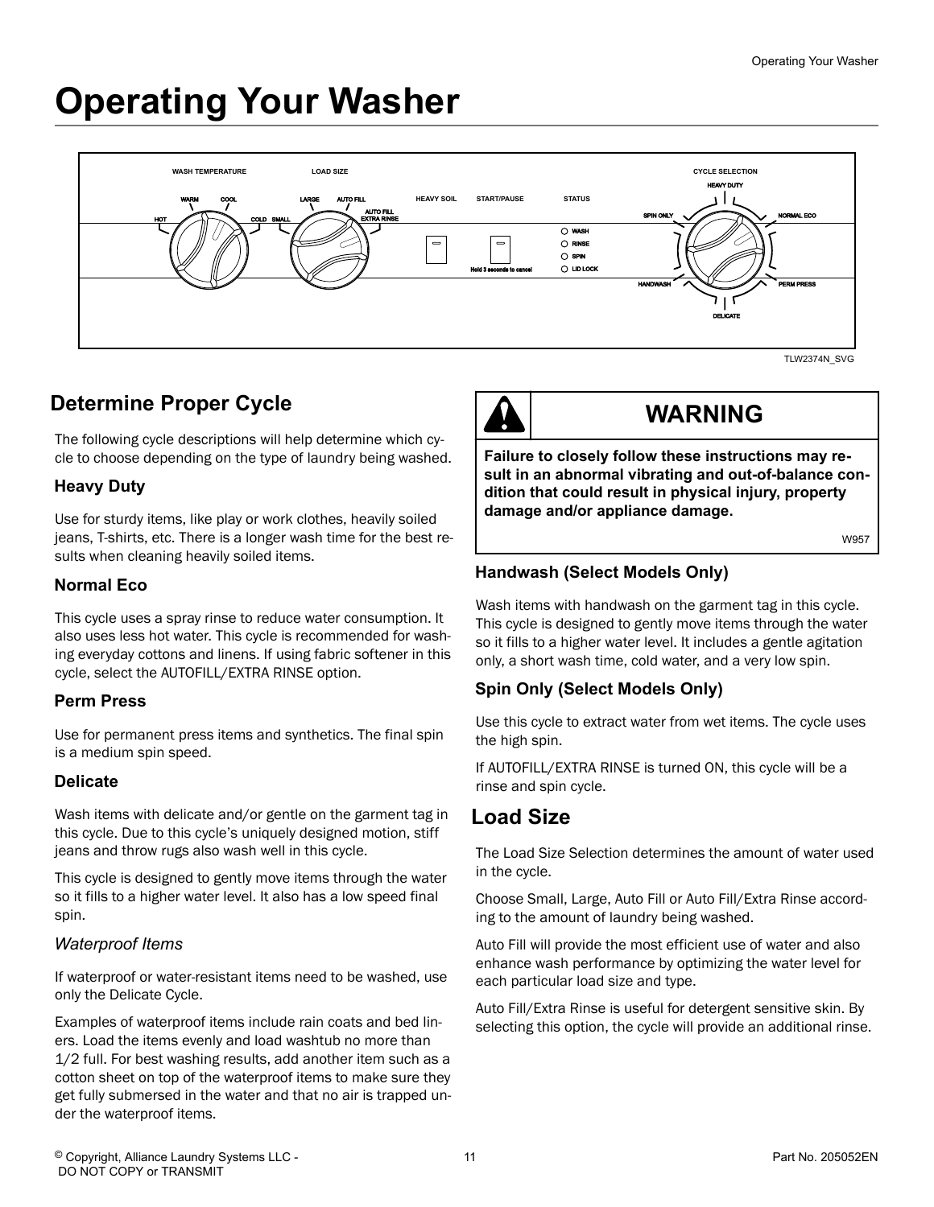# Operating Your Washer

TLW2374N_SVG

## Determine Proper Cycle

The following cycle descriptions will help determine which cycle to choose depending on the type of laundry being washed.

### Heavy Duty

Use for sturdy items, like play or work clothes, heavily soiled jeans, T-shirts, etc. There is a longer wash time for the best results when cleaning heavily soiled items.

### Normal Eco

This cycle uses a spray rinse to reduce water consumption. It also uses less hot water. This cycle is recommended for washing everyday cottons and linens. If using fabric softener in this cycle, select the AUTOFILL/EXTRA RINSE option.

### Perm Press

Use for permanent press items and synthetics. The final spin is a medium spin speed.

### Delicate

Wash items with delicate and/or gentle on the garment tag in this cycle. Due to this cycle's uniquely designed motion, stiff jeans and throw rugs also wash well in this cycle.

This cycle is designed to gently move items through the water so it fills to a higher water level. It also has a low speed final spin.

#### *Waterproof Items*

If waterproof or water-resistant items need to be washed, use only the Delicate Cycle.

Examples of waterproof items include rain coats and bed liners. Load the items evenly and load washtub no more than 1/2 full. For best washing results, add another item such as a cotton sheet on top of the waterproof items to make sure they get fully submersed in the water and that no air is trapped under the waterproof items.

**WARNING**

**Failure to closely follow these instructions may result in an abnormal vibrating and out-of-balance condition that could result in physical injury, property damage and/or appliance damage.**

W957

### Handwash (Select Models Only)

Wash items with handwash on the garment tag in this cycle. This cycle is designed to gently move items through the water so it fills to a higher water level. It includes a gentle agitation only, a short wash time, cold water, and a very low spin.

### Spin Only (Select Models Only)

Use this cycle to extract water from wet items. The cycle uses the high spin.

If AUTOFILL/EXTRA RINSE is turned ON, this cycle will be a rinse and spin cycle.

## Load Size

The Load Size Selection determines the amount of water used in the cycle.

Choose Small, Large, Auto Fill or Auto Fill/Extra Rinse according to the amount of laundry being washed.

Auto Fill will provide the most efficient use of water and also enhance wash performance by optimizing the water level for each particular load size and type.

Auto Fill/Extra Rinse is useful for detergent sensitive skin. By selecting this option, the cycle will provide an additional rinse.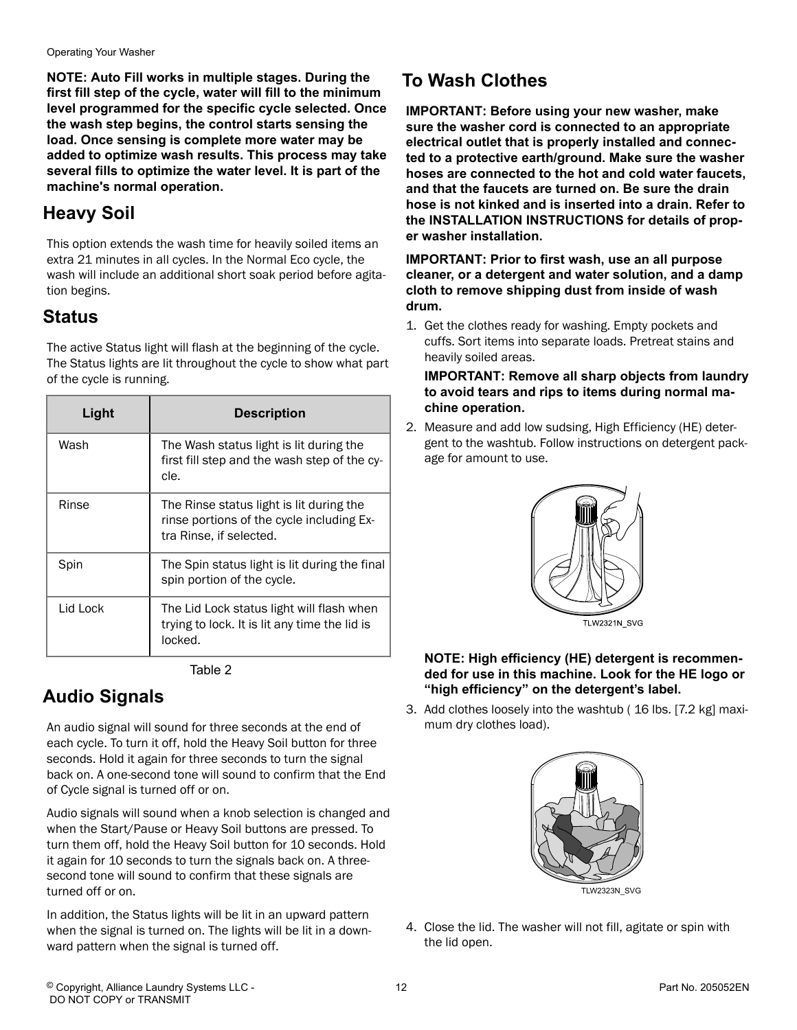**NOTE: Auto Fill works in multiple stages. During the first fill step of the cycle, water will fill to the minimum level programmed for the specific cycle selected. Once the wash step begins, the control starts sensing the load. Once sensing is complete more water may be added to optimize wash results. This process may take several fills to optimize the water level. It is part of the machine's normal operation.**

## Heavy Soil

This option extends the wash time for heavily soiled items an extra 21 minutes in all cycles. In the Normal Eco cycle, the wash will include an additional short soak period before agitation begins.

## Status

The active Status light will flash at the beginning of the cycle. The Status lights are lit throughout the cycle to show what part of the cycle is running.

| Light | Description |
| --- | --- |
| Wash | The Wash status light is lit during the first fill step and the wash step of the cycle. |
| Rinse | The Rinse status light is lit during the rinse portions of the cycle including Extra Rinse, if selected. |
| Spin | The Spin status light is lit during the final spin portion of the cycle. |
| Lid Lock | The Lid Lock status light will flash when trying to lock. It is lit any time the lid is locked. |

Table 2

## Audio Signals

An audio signal will sound for three seconds at the end of each cycle. To turn it off, hold the Heavy Soil button for three seconds. Hold it again for three seconds to turn the signal back on. A one-second tone will sound to confirm that the End of Cycle signal is turned off or on.

Audio signals will sound when a knob selection is changed and when the Start/Pause or Heavy Soil buttons are pressed. To turn them off, hold the Heavy Soil button for 10 seconds. Hold it again for 10 seconds to turn the signals back on. A three-second tone will sound to confirm that these signals are turned off or on.

In addition, the Status lights will be lit in an upward pattern when the signal is turned on. The lights will be lit in a downward pattern when the signal is turned off.

## To Wash Clothes

**IMPORTANT: Before using your new washer, make sure the washer cord is connected to an appropriate electrical outlet that is properly installed and connected to a protective earth/ground. Make sure the washer hoses are connected to the hot and cold water faucets, and that the faucets are turned on. Be sure the drain hose is not kinked and is inserted into a drain. Refer to the INSTALLATION INSTRUCTIONS for details of proper washer installation.**

**IMPORTANT: Prior to first wash, use an all purpose cleaner, or a detergent and water solution, and a damp cloth to remove shipping dust from inside of wash drum.**

1. Get the clothes ready for washing. Empty pockets and cuffs. Sort items into separate loads. Pretreat stains and heavily soiled areas.

   **IMPORTANT: Remove all sharp objects from laundry to avoid tears and rips to items during normal machine operation.**

2. Measure and add low sudsing, High Efficiency (HE) detergent to the washtub. Follow instructions on detergent package for amount to use.

   TLW2321N_SVG

   **NOTE: High efficiency (HE) detergent is recommended for use in this machine. Look for the HE logo or "high efficiency" on the detergent's label.**

3. Add clothes loosely into the washtub ( 16 lbs. [7.2 kg] maximum dry clothes load).

   TLW2323N_SVG

4. Close the lid. The washer will not fill, agitate or spin with the lid open.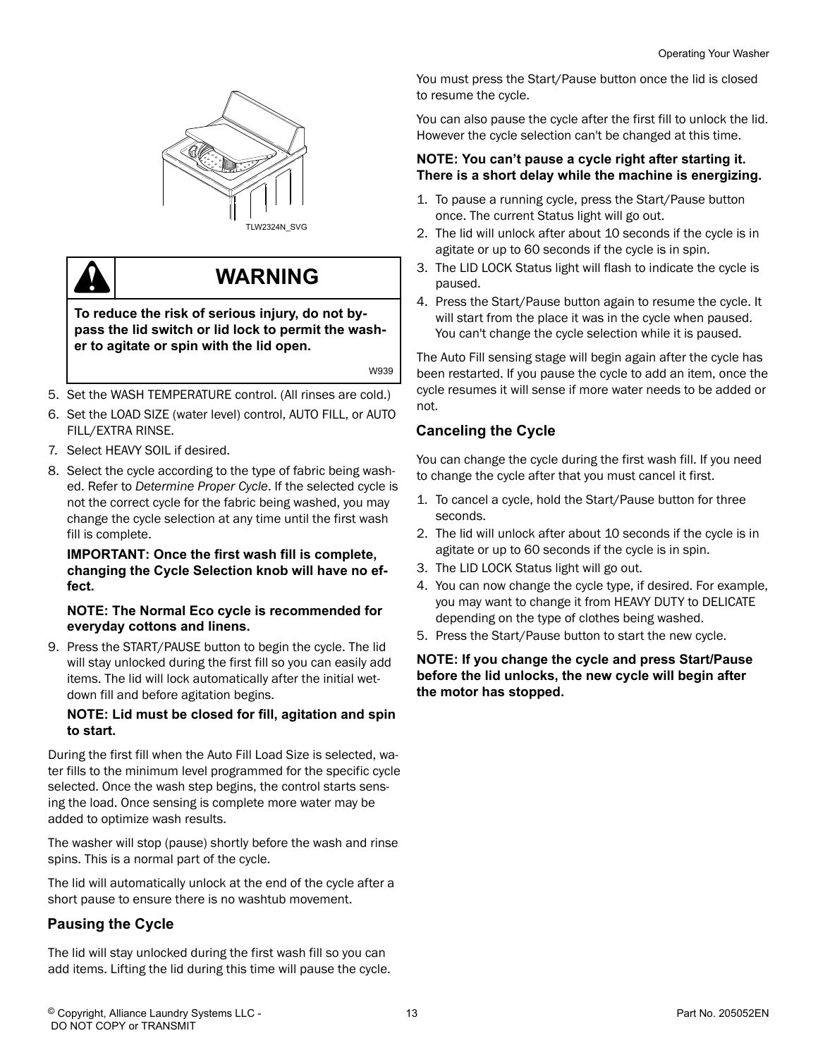TLW2324N_SVG

**WARNING**

**To reduce the risk of serious injury, do not bypass the lid switch or lid lock to permit the washer to agitate or spin with the lid open.**

W939

5. Set the WASH TEMPERATURE control. (All rinses are cold.)
6. Set the LOAD SIZE (water level) control, AUTO FILL, or AUTO FILL/EXTRA RINSE.
7. Select HEAVY SOIL if desired.
8. Select the cycle according to the type of fabric being washed. Refer to *Determine Proper Cycle*. If the selected cycle is not the correct cycle for the fabric being washed, you may change the cycle selection at any time until the first wash fill is complete.

   **IMPORTANT: Once the first wash fill is complete, changing the Cycle Selection knob will have no effect.**

   **NOTE: The Normal Eco cycle is recommended for everyday cottons and linens.**

9. Press the START/PAUSE button to begin the cycle. The lid will stay unlocked during the first fill so you can easily add items. The lid will lock automatically after the initial wet-down fill and before agitation begins.

   **NOTE: Lid must be closed for fill, agitation and spin to start.**

During the first fill when the Auto Fill Load Size is selected, water fills to the minimum level programmed for the specific cycle selected. Once the wash step begins, the control starts sensing the load. Once sensing is complete more water may be added to optimize wash results.

The washer will stop (pause) shortly before the wash and rinse spins. This is a normal part of the cycle.

The lid will automatically unlock at the end of the cycle after a short pause to ensure there is no washtub movement.

## Pausing the Cycle

The lid will stay unlocked during the first wash fill so you can add items. Lifting the lid during this time will pause the cycle. You must press the Start/Pause button once the lid is closed to resume the cycle.

You can also pause the cycle after the first fill to unlock the lid. However the cycle selection can't be changed at this time.

**NOTE: You can't pause a cycle right after starting it. There is a short delay while the machine is energizing.**

1. To pause a running cycle, press the Start/Pause button once. The current Status light will go out.
2. The lid will unlock after about 10 seconds if the cycle is in agitate or up to 60 seconds if the cycle is in spin.
3. The LID LOCK Status light will flash to indicate the cycle is paused.
4. Press the Start/Pause button again to resume the cycle. It will start from the place it was in the cycle when paused. You can't change the cycle selection while it is paused.

The Auto Fill sensing stage will begin again after the cycle has been restarted. If you pause the cycle to add an item, once the cycle resumes it will sense if more water needs to be added or not.

## Canceling the Cycle

You can change the cycle during the first wash fill. If you need to change the cycle after that you must cancel it first.

1. To cancel a cycle, hold the Start/Pause button for three seconds.
2. The lid will unlock after about 10 seconds if the cycle is in agitate or up to 60 seconds if the cycle is in spin.
3. The LID LOCK Status light will go out.
4. You can now change the cycle type, if desired. For example, you may want to change it from HEAVY DUTY to DELICATE depending on the type of clothes being washed.
5. Press the Start/Pause button to start the new cycle.

**NOTE: If you change the cycle and press Start/Pause before the lid unlocks, the new cycle will begin after the motor has stopped.**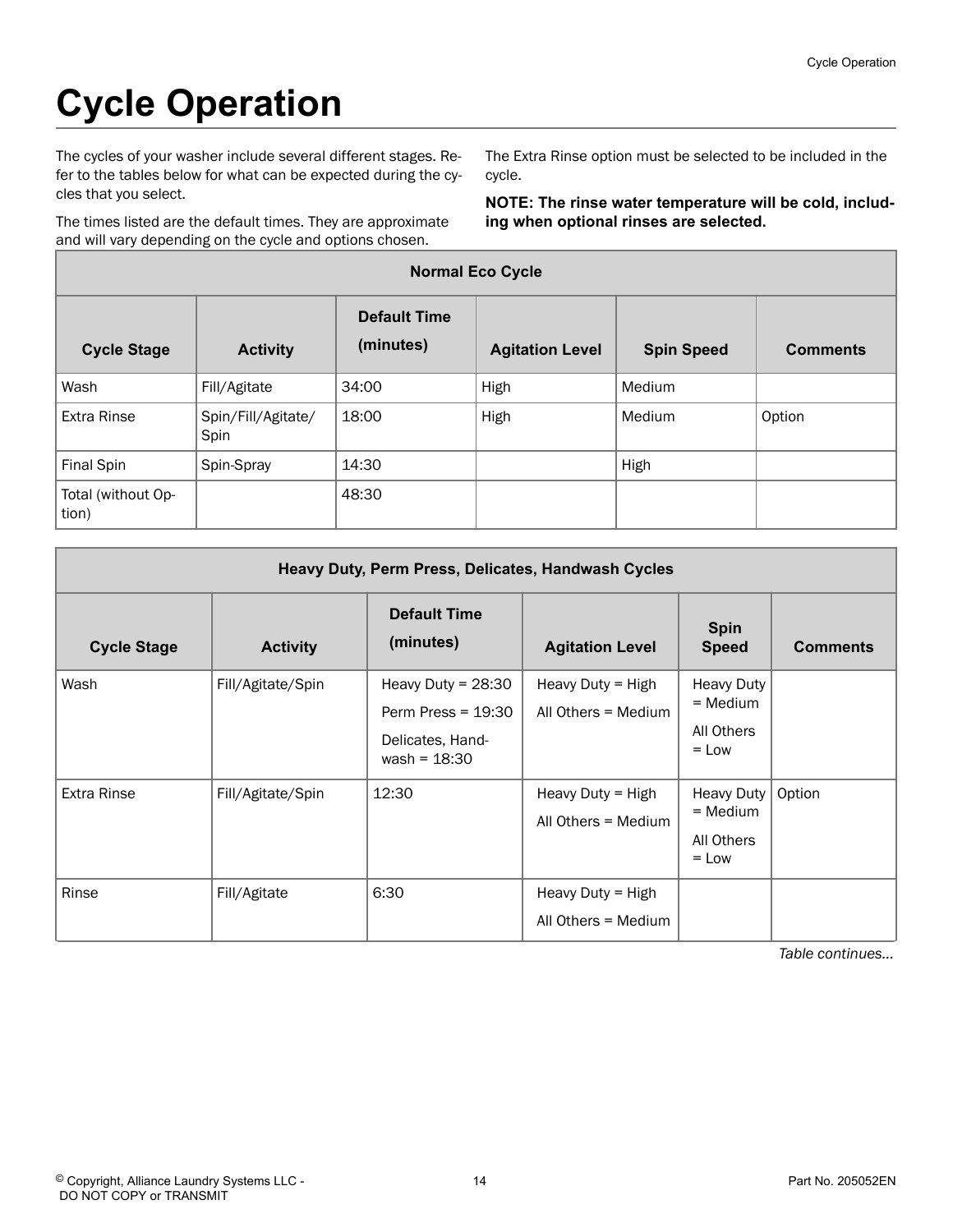# Cycle Operation

The cycles of your washer include several different stages. Refer to the tables below for what can be expected during the cycles that you select.

The times listed are the default times. They are approximate and will vary depending on the cycle and options chosen.

The Extra Rinse option must be selected to be included in the cycle.

**NOTE: The rinse water temperature will be cold, including when optional rinses are selected.**

| Normal Eco Cycle | | | | | |
|---|---|---|---|---|---|
| **Cycle Stage** | **Activity** | **Default Time (minutes)** | **Agitation Level** | **Spin Speed** | **Comments** |
| Wash | Fill/Agitate | 34:00 | High | Medium | |
| Extra Rinse | Spin/Fill/Agitate/Spin | 18:00 | High | Medium | Option |
| Final Spin | Spin-Spray | 14:30 | | High | |
| Total (without Option) | | 48:30 | | | |

| Heavy Duty, Perm Press, Delicates, Handwash Cycles | | | | | |
|---|---|---|---|---|---|
| **Cycle Stage** | **Activity** | **Default Time (minutes)** | **Agitation Level** | **Spin Speed** | **Comments** |
| Wash | Fill/Agitate/Spin | Heavy Duty = 28:30<br>Perm Press = 19:30<br>Delicates, Handwash = 18:30 | Heavy Duty = High<br>All Others = Medium | Heavy Duty = Medium<br>All Others = Low | |
| Extra Rinse | Fill/Agitate/Spin | 12:30 | Heavy Duty = High<br>All Others = Medium | Heavy Duty = Medium<br>All Others = Low | Option |
| Rinse | Fill/Agitate | 6:30 | Heavy Duty = High<br>All Others = Medium | | |

*Table continues...*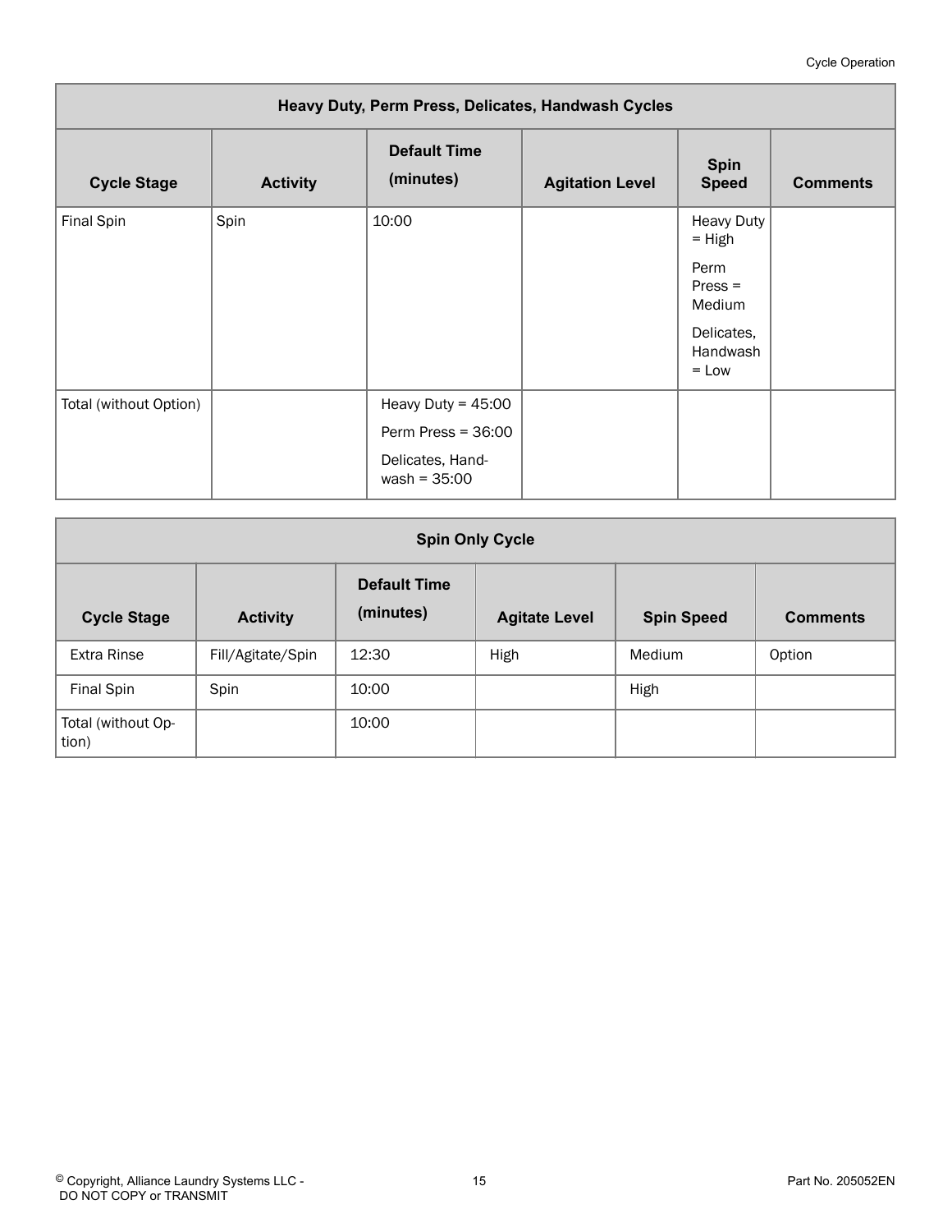| Heavy Duty, Perm Press, Delicates, Handwash Cycles | | | | | |
|---|---|---|---|---|---|
| **Cycle Stage** | **Activity** | **Default Time (minutes)** | **Agitation Level** | **Spin Speed** | **Comments** |
| Final Spin | Spin | 10:00 | | Heavy Duty = High<br>Perm Press = Medium<br>Delicates, Handwash = Low | |
| Total (without Option) | | Heavy Duty = 45:00<br>Perm Press = 36:00<br>Delicates, Hand-wash = 35:00 | | | |

| Spin Only Cycle | | | | | |
|---|---|---|---|---|---|
| **Cycle Stage** | **Activity** | **Default Time (minutes)** | **Agitate Level** | **Spin Speed** | **Comments** |
| Extra Rinse | Fill/Agitate/Spin | 12:30 | High | Medium | Option |
| Final Spin | Spin | 10:00 | | High | |
| Total (without Op-tion) | | 10:00 | | | |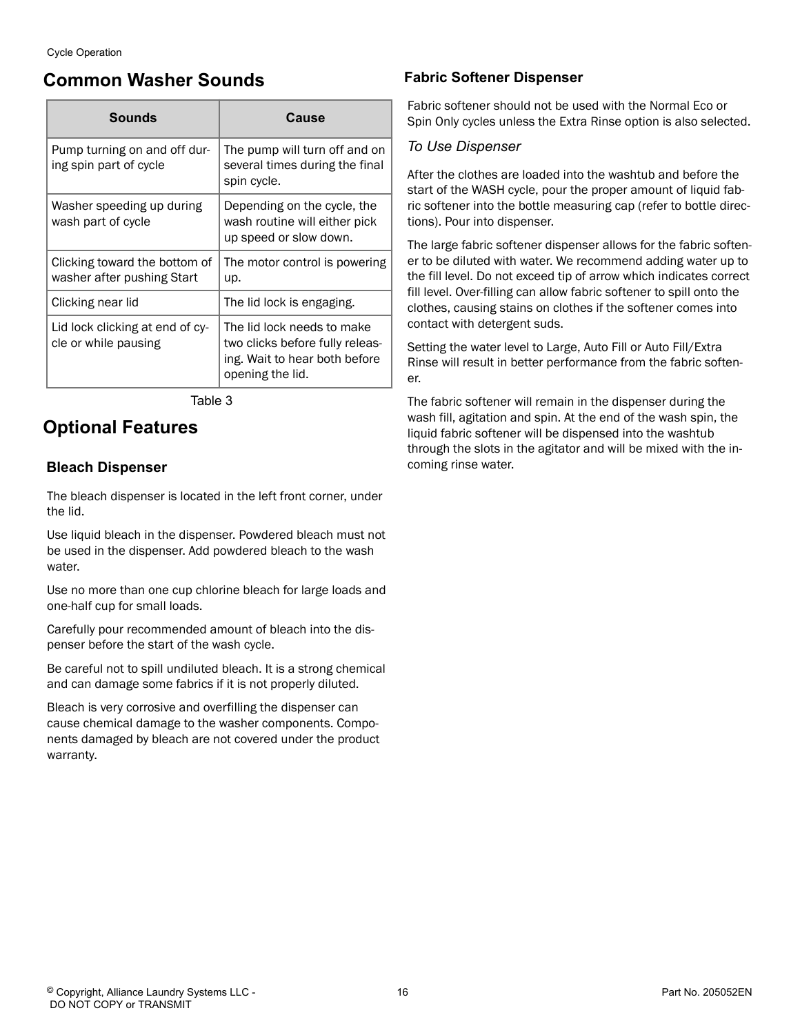## Common Washer Sounds

| Sounds | Cause |
|---|---|
| Pump turning on and off during spin part of cycle | The pump will turn off and on several times during the final spin cycle. |
| Washer speeding up during wash part of cycle | Depending on the cycle, the wash routine will either pick up speed or slow down. |
| Clicking toward the bottom of washer after pushing Start | The motor control is powering up. |
| Clicking near lid | The lid lock is engaging. |
| Lid lock clicking at end of cycle or while pausing | The lid lock needs to make two clicks before fully releasing. Wait to hear both before opening the lid. |

Table 3

## Optional Features

### Bleach Dispenser

The bleach dispenser is located in the left front corner, under the lid.

Use liquid bleach in the dispenser. Powdered bleach must not be used in the dispenser. Add powdered bleach to the wash water.

Use no more than one cup chlorine bleach for large loads and one-half cup for small loads.

Carefully pour recommended amount of bleach into the dispenser before the start of the wash cycle.

Be careful not to spill undiluted bleach. It is a strong chemical and can damage some fabrics if it is not properly diluted.

Bleach is very corrosive and overfilling the dispenser can cause chemical damage to the washer components. Components damaged by bleach are not covered under the product warranty.

### Fabric Softener Dispenser

Fabric softener should not be used with the Normal Eco or Spin Only cycles unless the Extra Rinse option is also selected.

*To Use Dispenser*

After the clothes are loaded into the washtub and before the start of the WASH cycle, pour the proper amount of liquid fabric softener into the bottle measuring cap (refer to bottle directions). Pour into dispenser.

The large fabric softener dispenser allows for the fabric softener to be diluted with water. We recommend adding water up to the fill level. Do not exceed tip of arrow which indicates correct fill level. Over-filling can allow fabric softener to spill onto the clothes, causing stains on clothes if the softener comes into contact with detergent suds.

Setting the water level to Large, Auto Fill or Auto Fill/Extra Rinse will result in better performance from the fabric softener.

The fabric softener will remain in the dispenser during the wash fill, agitation and spin. At the end of the wash spin, the liquid fabric softener will be dispensed into the washtub through the slots in the agitator and will be mixed with the incoming rinse water.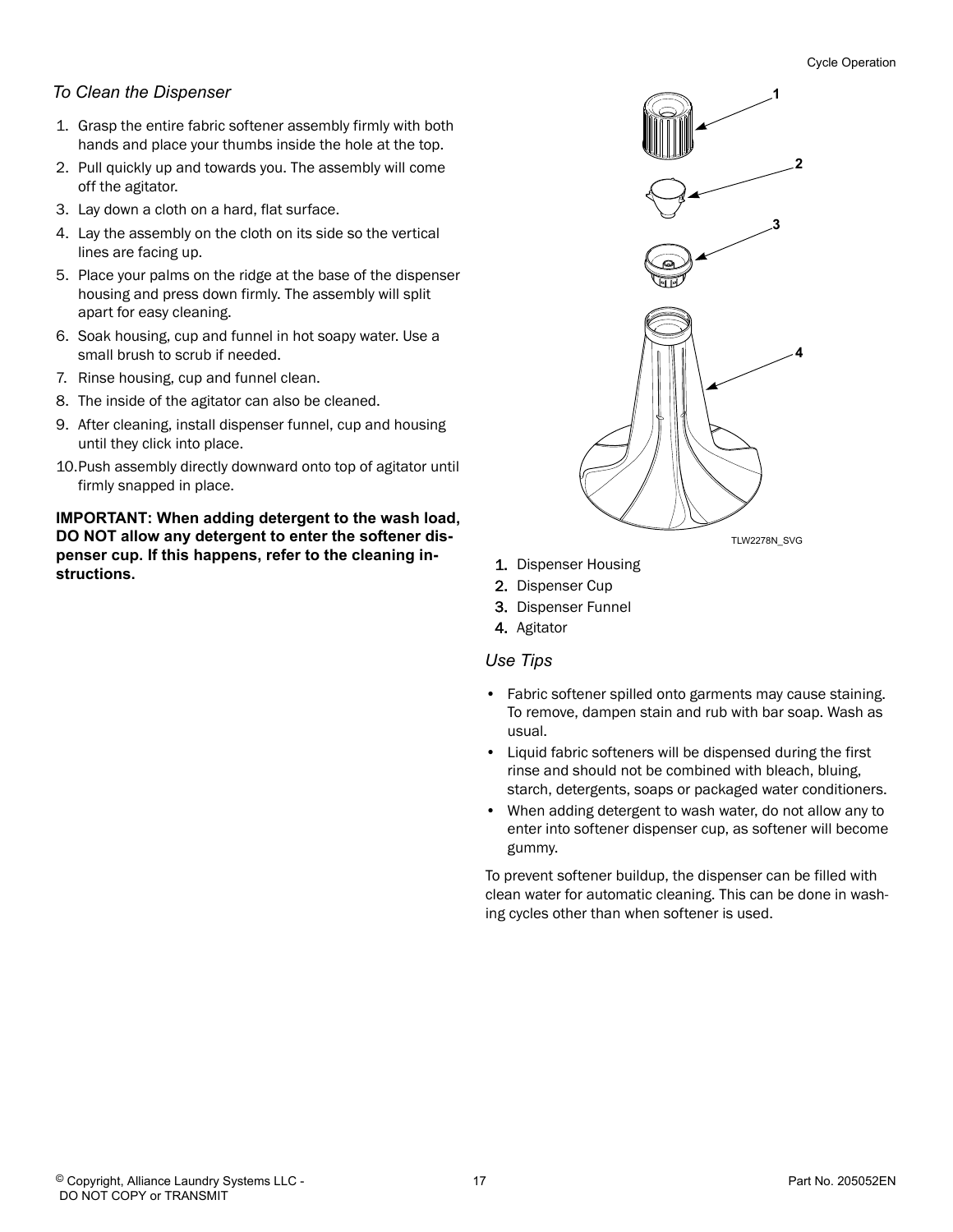### *To Clean the Dispenser*

1. Grasp the entire fabric softener assembly firmly with both hands and place your thumbs inside the hole at the top.
2. Pull quickly up and towards you. The assembly will come off the agitator.
3. Lay down a cloth on a hard, flat surface.
4. Lay the assembly on the cloth on its side so the vertical lines are facing up.
5. Place your palms on the ridge at the base of the dispenser housing and press down firmly. The assembly will split apart for easy cleaning.
6. Soak housing, cup and funnel in hot soapy water. Use a small brush to scrub if needed.
7. Rinse housing, cup and funnel clean.
8. The inside of the agitator can also be cleaned.
9. After cleaning, install dispenser funnel, cup and housing until they click into place.
10. Push assembly directly downward onto top of agitator until firmly snapped in place.

**IMPORTANT: When adding detergent to the wash load, DO NOT allow any detergent to enter the softener dispenser cup. If this happens, refer to the cleaning instructions.**

TLW2278N_SVG

1. Dispenser Housing
2. Dispenser Cup
3. Dispenser Funnel
4. Agitator

### *Use Tips*

- Fabric softener spilled onto garments may cause staining. To remove, dampen stain and rub with bar soap. Wash as usual.
- Liquid fabric softeners will be dispensed during the first rinse and should not be combined with bleach, bluing, starch, detergents, soaps or packaged water conditioners.
- When adding detergent to wash water, do not allow any to enter into softener dispenser cup, as softener will become gummy.

To prevent softener buildup, the dispenser can be filled with clean water for automatic cleaning. This can be done in washing cycles other than when softener is used.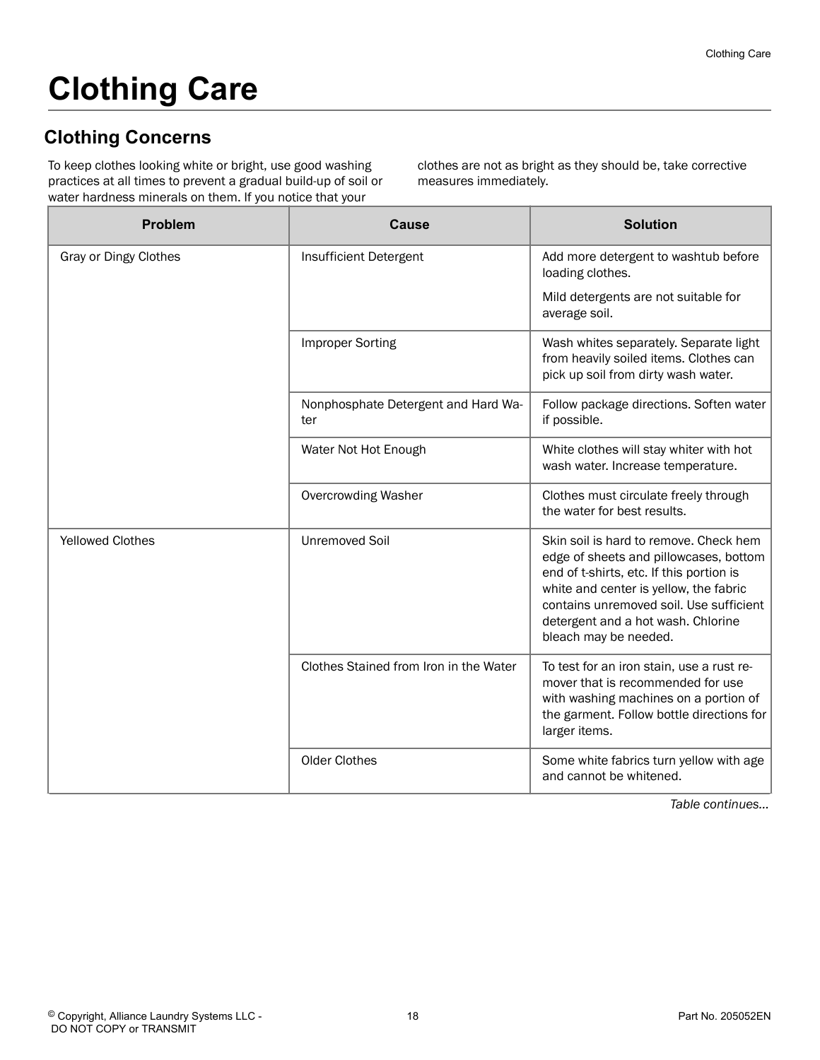# Clothing Care

## Clothing Concerns

To keep clothes looking white or bright, use good washing practices at all times to prevent a gradual build-up of soil or water hardness minerals on them. If you notice that your clothes are not as bright as they should be, take corrective measures immediately.

| Problem | Cause | Solution |
|---|---|---|
| Gray or Dingy Clothes | Insufficient Detergent | Add more detergent to washtub before loading clothes. Mild detergents are not suitable for average soil. |
| | Improper Sorting | Wash whites separately. Separate light from heavily soiled items. Clothes can pick up soil from dirty wash water. |
| | Nonphosphate Detergent and Hard Water | Follow package directions. Soften water if possible. |
| | Water Not Hot Enough | White clothes will stay whiter with hot wash water. Increase temperature. |
| | Overcrowding Washer | Clothes must circulate freely through the water for best results. |
| Yellowed Clothes | Unremoved Soil | Skin soil is hard to remove. Check hem edge of sheets and pillowcases, bottom end of t-shirts, etc. If this portion is white and center is yellow, the fabric contains unremoved soil. Use sufficient detergent and a hot wash. Chlorine bleach may be needed. |
| | Clothes Stained from Iron in the Water | To test for an iron stain, use a rust remover that is recommended for use with washing machines on a portion of the garment. Follow bottle directions for larger items. |
| | Older Clothes | Some white fabrics turn yellow with age and cannot be whitened. |

*Table continues...*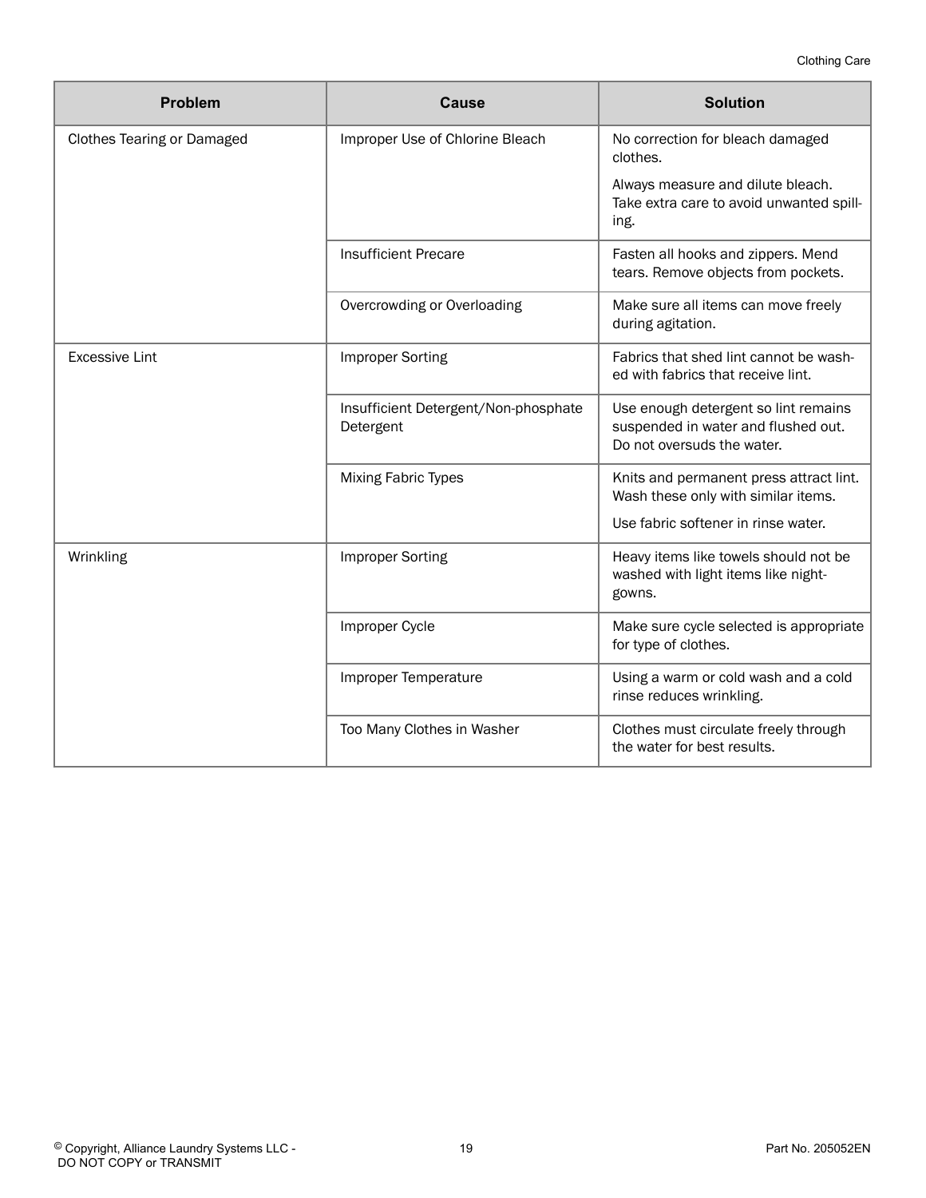| Problem | Cause | Solution |
|---|---|---|
| Clothes Tearing or Damaged | Improper Use of Chlorine Bleach | No correction for bleach damaged clothes. Always measure and dilute bleach. Take extra care to avoid unwanted spilling. |
| | Insufficient Precare | Fasten all hooks and zippers. Mend tears. Remove objects from pockets. |
| | Overcrowding or Overloading | Make sure all items can move freely during agitation. |
| Excessive Lint | Improper Sorting | Fabrics that shed lint cannot be washed with fabrics that receive lint. |
| | Insufficient Detergent/Non-phosphate Detergent | Use enough detergent so lint remains suspended in water and flushed out. Do not oversuds the water. |
| | Mixing Fabric Types | Knits and permanent press attract lint. Wash these only with similar items. Use fabric softener in rinse water. |
| Wrinkling | Improper Sorting | Heavy items like towels should not be washed with light items like nightgowns. |
| | Improper Cycle | Make sure cycle selected is appropriate for type of clothes. |
| | Improper Temperature | Using a warm or cold wash and a cold rinse reduces wrinkling. |
| | Too Many Clothes in Washer | Clothes must circulate freely through the water for best results. |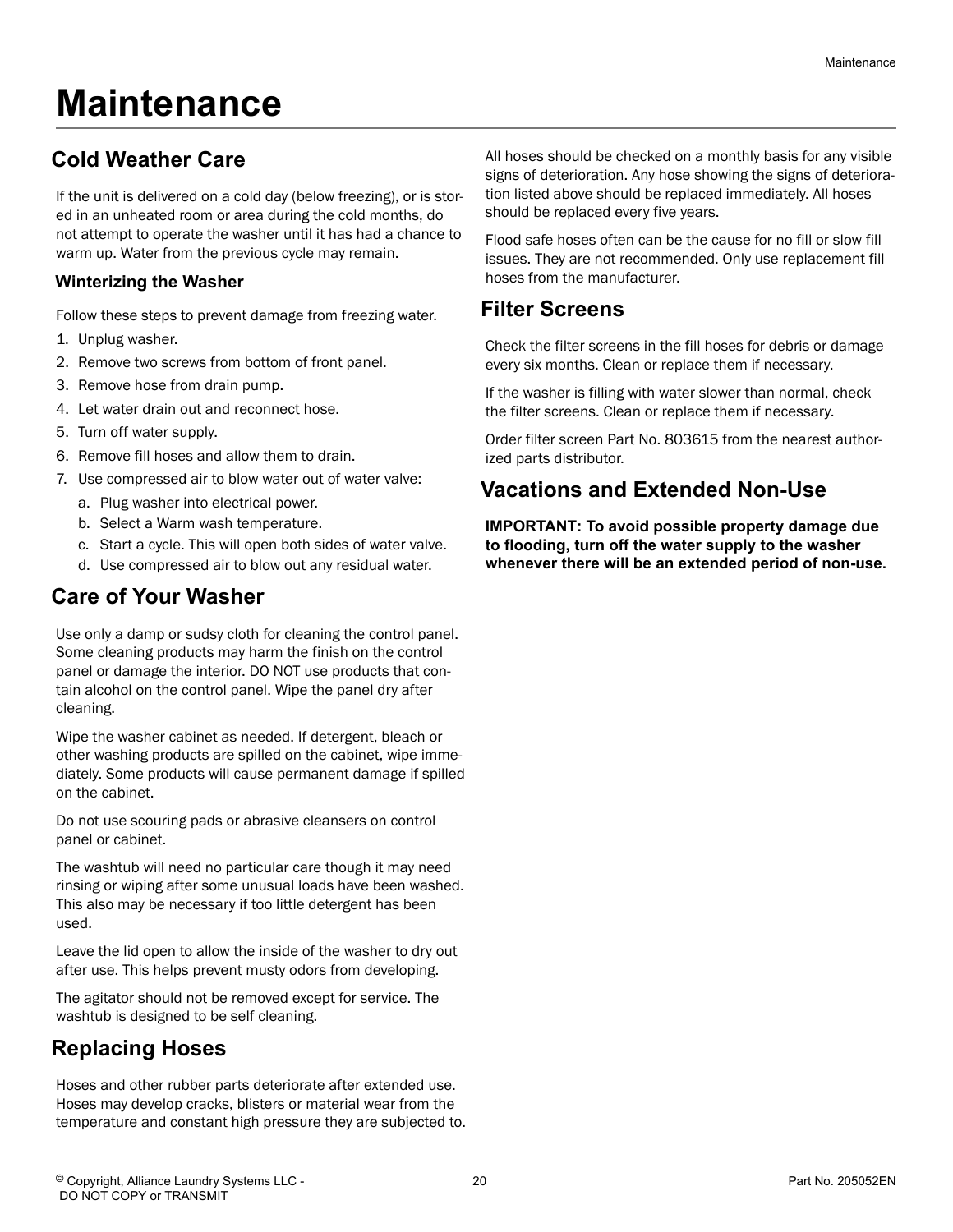# Maintenance

## Cold Weather Care

If the unit is delivered on a cold day (below freezing), or is stored in an unheated room or area during the cold months, do not attempt to operate the washer until it has had a chance to warm up. Water from the previous cycle may remain.

### Winterizing the Washer

Follow these steps to prevent damage from freezing water.

1. Unplug washer.
2. Remove two screws from bottom of front panel.
3. Remove hose from drain pump.
4. Let water drain out and reconnect hose.
5. Turn off water supply.
6. Remove fill hoses and allow them to drain.
7. Use compressed air to blow water out of water valve:
   a. Plug washer into electrical power.
   b. Select a Warm wash temperature.
   c. Start a cycle. This will open both sides of water valve.
   d. Use compressed air to blow out any residual water.

## Care of Your Washer

Use only a damp or sudsy cloth for cleaning the control panel. Some cleaning products may harm the finish on the control panel or damage the interior. DO NOT use products that contain alcohol on the control panel. Wipe the panel dry after cleaning.

Wipe the washer cabinet as needed. If detergent, bleach or other washing products are spilled on the cabinet, wipe immediately. Some products will cause permanent damage if spilled on the cabinet.

Do not use scouring pads or abrasive cleansers on control panel or cabinet.

The washtub will need no particular care though it may need rinsing or wiping after some unusual loads have been washed. This also may be necessary if too little detergent has been used.

Leave the lid open to allow the inside of the washer to dry out after use. This helps prevent musty odors from developing.

The agitator should not be removed except for service. The washtub is designed to be self cleaning.

## Replacing Hoses

Hoses and other rubber parts deteriorate after extended use. Hoses may develop cracks, blisters or material wear from the temperature and constant high pressure they are subjected to.

All hoses should be checked on a monthly basis for any visible signs of deterioration. Any hose showing the signs of deterioration listed above should be replaced immediately. All hoses should be replaced every five years.

Flood safe hoses often can be the cause for no fill or slow fill issues. They are not recommended. Only use replacement fill hoses from the manufacturer.

## Filter Screens

Check the filter screens in the fill hoses for debris or damage every six months. Clean or replace them if necessary.

If the washer is filling with water slower than normal, check the filter screens. Clean or replace them if necessary.

Order filter screen Part No. 803615 from the nearest authorized parts distributor.

## Vacations and Extended Non-Use

**IMPORTANT: To avoid possible property damage due to flooding, turn off the water supply to the washer whenever there will be an extended period of non-use.**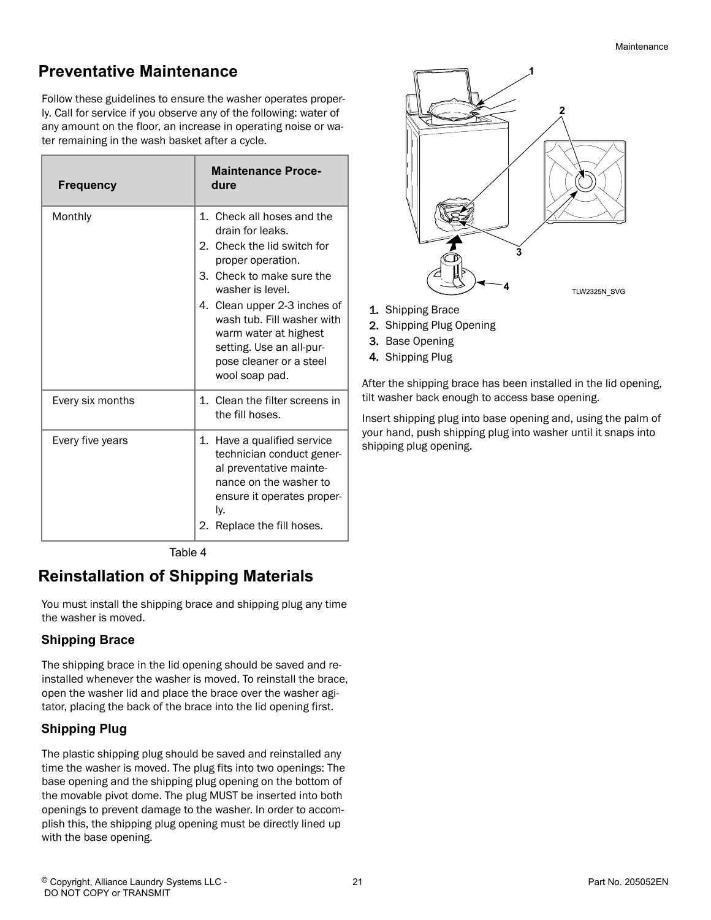## Preventative Maintenance

Follow these guidelines to ensure the washer operates properly. Call for service if you observe any of the following: water of any amount on the floor, an increase in operating noise or water remaining in the wash basket after a cycle.

| Frequency | Maintenance Procedure |
|---|---|
| Monthly | 1. Check all hoses and the drain for leaks.<br>2. Check the lid switch for proper operation.<br>3. Check to make sure the washer is level.<br>4. Clean upper 2-3 inches of wash tub. Fill washer with warm water at highest setting. Use an all-purpose cleaner or a steel wool soap pad. |
| Every six months | 1. Clean the filter screens in the fill hoses. |
| Every five years | 1. Have a qualified service technician conduct general preventative maintenance on the washer to ensure it operates properly.<br>2. Replace the fill hoses. |

Table 4

## Reinstallation of Shipping Materials

You must install the shipping brace and shipping plug any time the washer is moved.

### Shipping Brace

The shipping brace in the lid opening should be saved and reinstalled whenever the washer is moved. To reinstall the brace, open the washer lid and place the brace over the washer agitator, placing the back of the brace into the lid opening first.

### Shipping Plug

The plastic shipping plug should be saved and reinstalled any time the washer is moved. The plug fits into two openings: The base opening and the shipping plug opening on the bottom of the movable pivot dome. The plug MUST be inserted into both openings to prevent damage to the washer. In order to accomplish this, the shipping plug opening must be directly lined up with the base opening.

TLW2325N_SVG

1. Shipping Brace
2. Shipping Plug Opening
3. Base Opening
4. Shipping Plug

After the shipping brace has been installed in the lid opening, tilt washer back enough to access base opening.

Insert shipping plug into base opening and, using the palm of your hand, push shipping plug into washer until it snaps into shipping plug opening.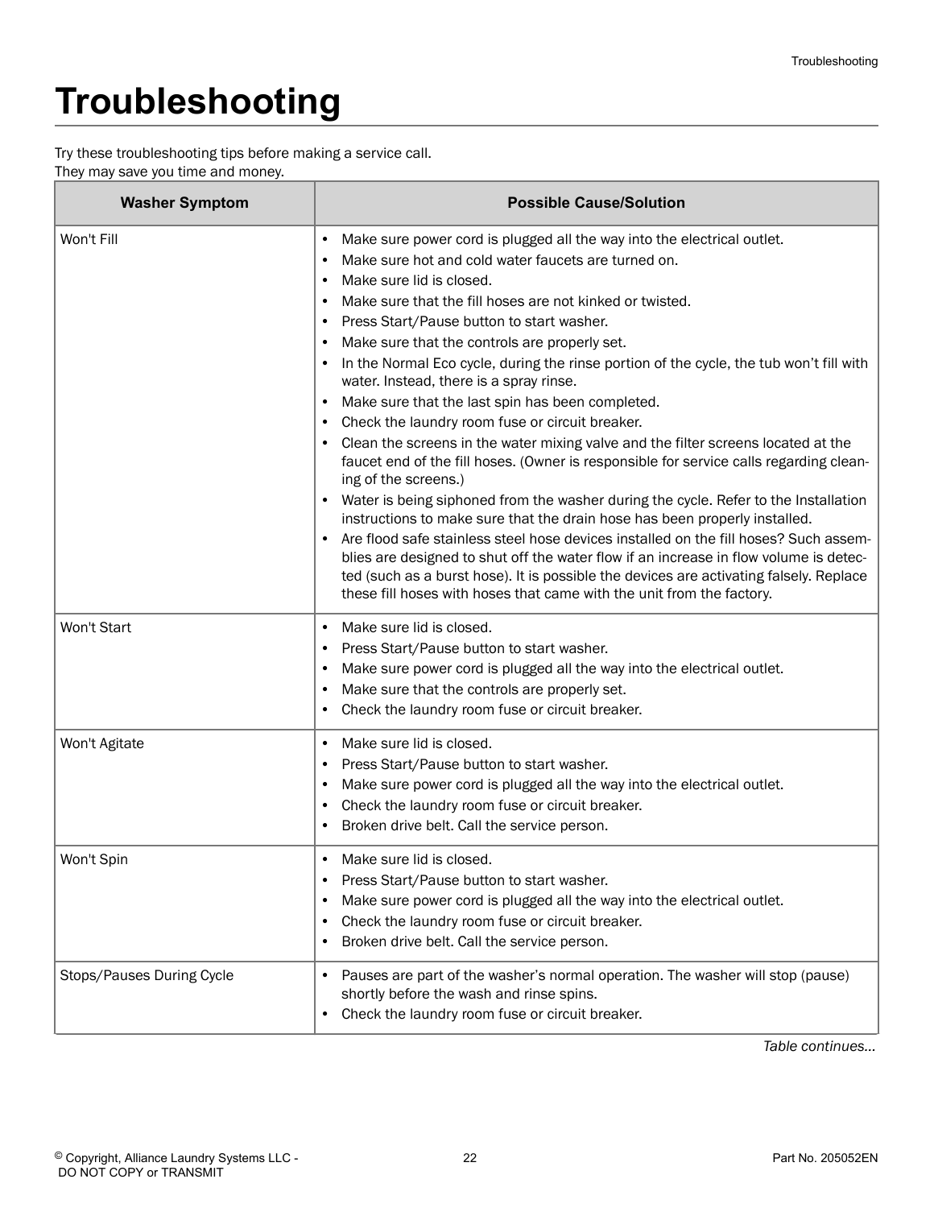# Troubleshooting

Try these troubleshooting tips before making a service call.
They may save you time and money.

| Washer Symptom | Possible Cause/Solution |
|---|---|
| Won't Fill | • Make sure power cord is plugged all the way into the electrical outlet.<br>• Make sure hot and cold water faucets are turned on.<br>• Make sure lid is closed.<br>• Make sure that the fill hoses are not kinked or twisted.<br>• Press Start/Pause button to start washer.<br>• Make sure that the controls are properly set.<br>• In the Normal Eco cycle, during the rinse portion of the cycle, the tub won't fill with water. Instead, there is a spray rinse.<br>• Make sure that the last spin has been completed.<br>• Check the laundry room fuse or circuit breaker.<br>• Clean the screens in the water mixing valve and the filter screens located at the faucet end of the fill hoses. (Owner is responsible for service calls regarding cleaning of the screens.)<br>• Water is being siphoned from the washer during the cycle. Refer to the Installation instructions to make sure that the drain hose has been properly installed.<br>• Are flood safe stainless steel hose devices installed on the fill hoses? Such assemblies are designed to shut off the water flow if an increase in flow volume is detected (such as a burst hose). It is possible the devices are activating falsely. Replace these fill hoses with hoses that came with the unit from the factory. |
| Won't Start | • Make sure lid is closed.<br>• Press Start/Pause button to start washer.<br>• Make sure power cord is plugged all the way into the electrical outlet.<br>• Make sure that the controls are properly set.<br>• Check the laundry room fuse or circuit breaker. |
| Won't Agitate | • Make sure lid is closed.<br>• Press Start/Pause button to start washer.<br>• Make sure power cord is plugged all the way into the electrical outlet.<br>• Check the laundry room fuse or circuit breaker.<br>• Broken drive belt. Call the service person. |
| Won't Spin | • Make sure lid is closed.<br>• Press Start/Pause button to start washer.<br>• Make sure power cord is plugged all the way into the electrical outlet.<br>• Check the laundry room fuse or circuit breaker.<br>• Broken drive belt. Call the service person. |
| Stops/Pauses During Cycle | • Pauses are part of the washer's normal operation. The washer will stop (pause) shortly before the wash and rinse spins.<br>• Check the laundry room fuse or circuit breaker. |

*Table continues...*

© Copyright, Alliance Laundry Systems LLC - DO NOT COPY or TRANSMIT

Part No. 205052EN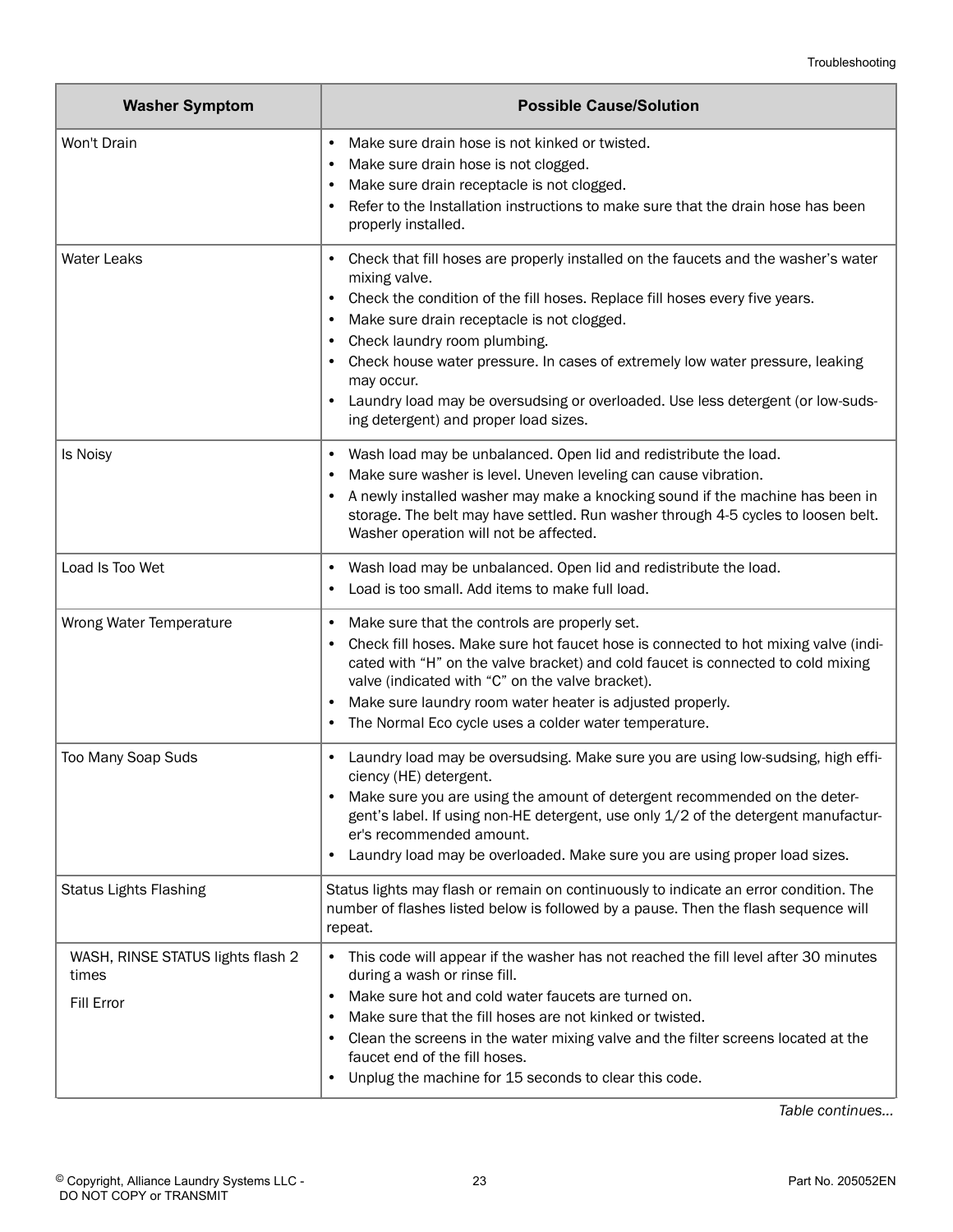| Washer Symptom | Possible Cause/Solution |
|---|---|
| Won't Drain | • Make sure drain hose is not kinked or twisted.<br>• Make sure drain hose is not clogged.<br>• Make sure drain receptacle is not clogged.<br>• Refer to the Installation instructions to make sure that the drain hose has been properly installed. |
| Water Leaks | • Check that fill hoses are properly installed on the faucets and the washer's water mixing valve.<br>• Check the condition of the fill hoses. Replace fill hoses every five years.<br>• Make sure drain receptacle is not clogged.<br>• Check laundry room plumbing.<br>• Check house water pressure. In cases of extremely low water pressure, leaking may occur.<br>• Laundry load may be oversudsing or overloaded. Use less detergent (or low-sudsing detergent) and proper load sizes. |
| Is Noisy | • Wash load may be unbalanced. Open lid and redistribute the load.<br>• Make sure washer is level. Uneven leveling can cause vibration.<br>• A newly installed washer may make a knocking sound if the machine has been in storage. The belt may have settled. Run washer through 4-5 cycles to loosen belt. Washer operation will not be affected. |
| Load Is Too Wet | • Wash load may be unbalanced. Open lid and redistribute the load.<br>• Load is too small. Add items to make full load. |
| Wrong Water Temperature | • Make sure that the controls are properly set.<br>• Check fill hoses. Make sure hot faucet hose is connected to hot mixing valve (indicated with "H" on the valve bracket) and cold faucet is connected to cold mixing valve (indicated with "C" on the valve bracket).<br>• Make sure laundry room water heater is adjusted properly.<br>• The Normal Eco cycle uses a colder water temperature. |
| Too Many Soap Suds | • Laundry load may be oversudsing. Make sure you are using low-sudsing, high efficiency (HE) detergent.<br>• Make sure you are using the amount of detergent recommended on the detergent's label. If using non-HE detergent, use only 1/2 of the detergent manufacturer's recommended amount.<br>• Laundry load may be overloaded. Make sure you are using proper load sizes. |
| Status Lights Flashing | Status lights may flash or remain on continuously to indicate an error condition. The number of flashes listed below is followed by a pause. Then the flash sequence will repeat. |
| WASH, RINSE STATUS lights flash 2 times<br><br>Fill Error | • This code will appear if the washer has not reached the fill level after 30 minutes during a wash or rinse fill.<br>• Make sure hot and cold water faucets are turned on.<br>• Make sure that the fill hoses are not kinked or twisted.<br>• Clean the screens in the water mixing valve and the filter screens located at the faucet end of the fill hoses.<br>• Unplug the machine for 15 seconds to clear this code. |

*Table continues...*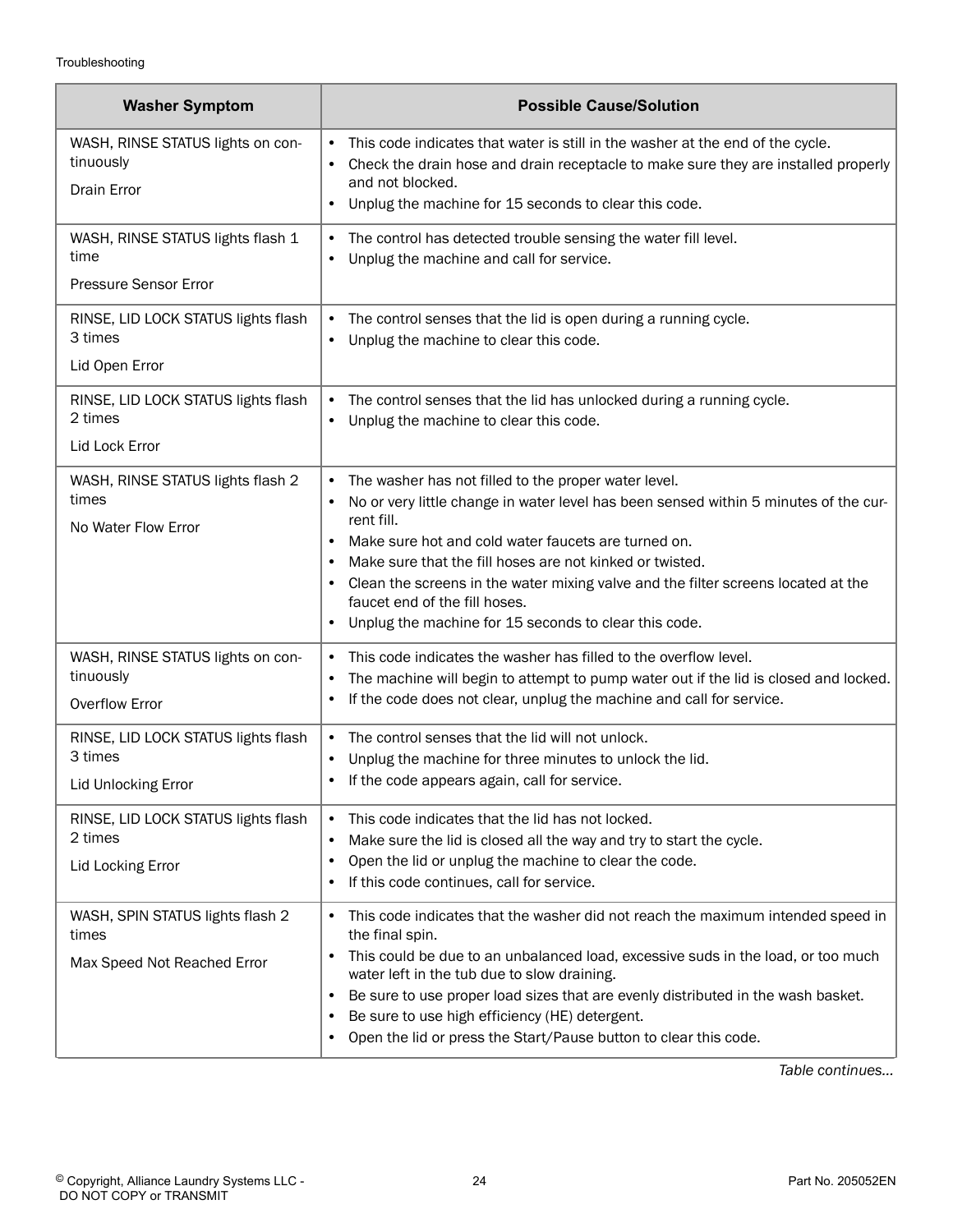| Washer Symptom | Possible Cause/Solution |
|---|---|
| WASH, RINSE STATUS lights on continuously<br><br>Drain Error | • This code indicates that water is still in the washer at the end of the cycle.<br>• Check the drain hose and drain receptacle to make sure they are installed properly and not blocked.<br>• Unplug the machine for 15 seconds to clear this code. |
| WASH, RINSE STATUS lights flash 1 time<br><br>Pressure Sensor Error | • The control has detected trouble sensing the water fill level.<br>• Unplug the machine and call for service. |
| RINSE, LID LOCK STATUS lights flash 3 times<br><br>Lid Open Error | • The control senses that the lid is open during a running cycle.<br>• Unplug the machine to clear this code. |
| RINSE, LID LOCK STATUS lights flash 2 times<br><br>Lid Lock Error | • The control senses that the lid has unlocked during a running cycle.<br>• Unplug the machine to clear this code. |
| WASH, RINSE STATUS lights flash 2 times<br><br>No Water Flow Error | • The washer has not filled to the proper water level.<br>• No or very little change in water level has been sensed within 5 minutes of the current fill.<br>• Make sure hot and cold water faucets are turned on.<br>• Make sure that the fill hoses are not kinked or twisted.<br>• Clean the screens in the water mixing valve and the filter screens located at the faucet end of the fill hoses.<br>• Unplug the machine for 15 seconds to clear this code. |
| WASH, RINSE STATUS lights on continuously<br><br>Overflow Error | • This code indicates the washer has filled to the overflow level.<br>• The machine will begin to attempt to pump water out if the lid is closed and locked.<br>• If the code does not clear, unplug the machine and call for service. |
| RINSE, LID LOCK STATUS lights flash 3 times<br><br>Lid Unlocking Error | • The control senses that the lid will not unlock.<br>• Unplug the machine for three minutes to unlock the lid.<br>• If the code appears again, call for service. |
| RINSE, LID LOCK STATUS lights flash 2 times<br><br>Lid Locking Error | • This code indicates that the lid has not locked.<br>• Make sure the lid is closed all the way and try to start the cycle.<br>• Open the lid or unplug the machine to clear the code.<br>• If this code continues, call for service. |
| WASH, SPIN STATUS lights flash 2 times<br><br>Max Speed Not Reached Error | • This code indicates that the washer did not reach the maximum intended speed in the final spin.<br>• This could be due to an unbalanced load, excessive suds in the load, or too much water left in the tub due to slow draining.<br>• Be sure to use proper load sizes that are evenly distributed in the wash basket.<br>• Be sure to use high efficiency (HE) detergent.<br>• Open the lid or press the Start/Pause button to clear this code. |

*Table continues...*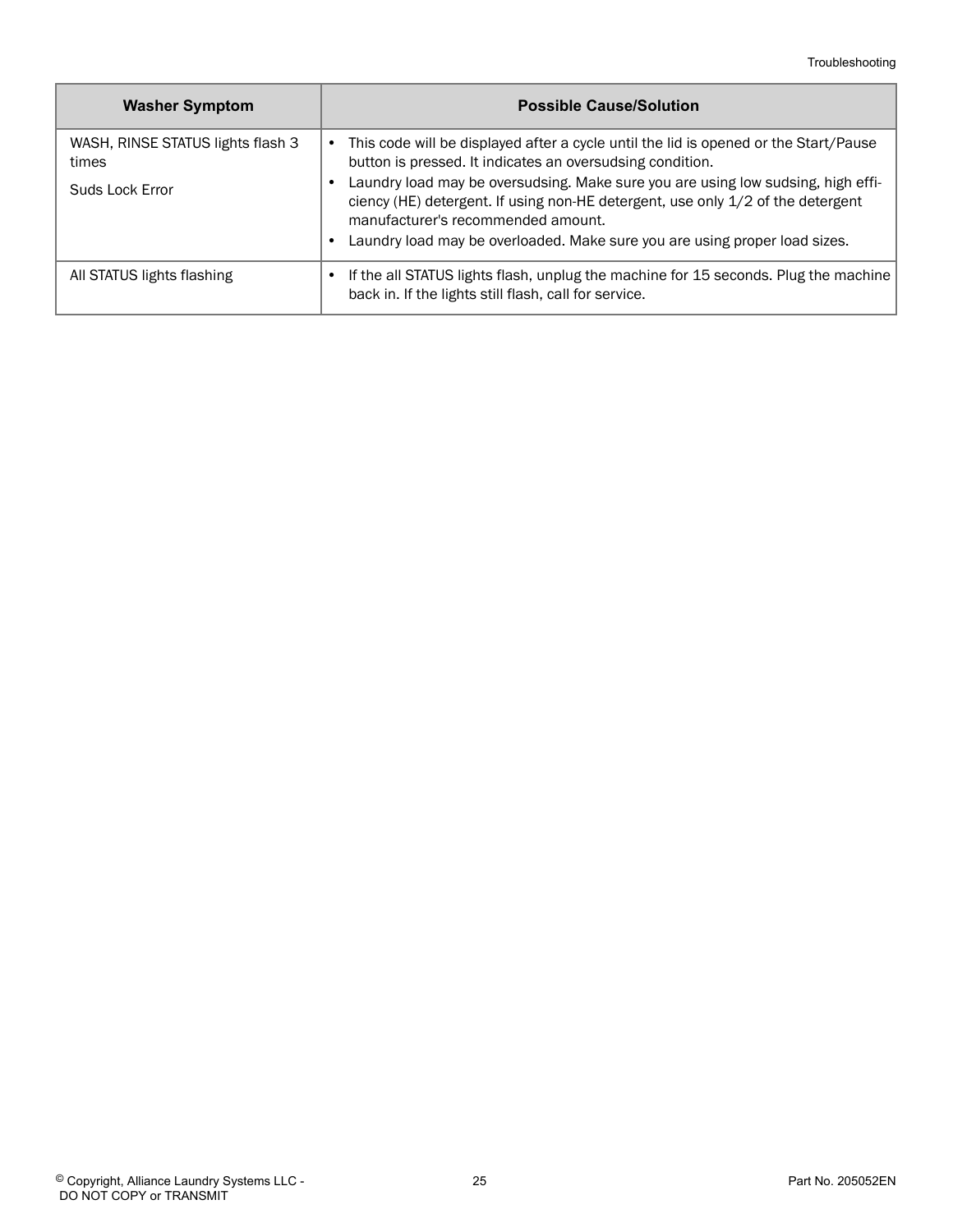| Washer Symptom | Possible Cause/Solution |
|---|---|
| WASH, RINSE STATUS lights flash 3 times<br><br>Suds Lock Error | • This code will be displayed after a cycle until the lid is opened or the Start/Pause button is pressed. It indicates an oversudsing condition.<br>• Laundry load may be oversudsing. Make sure you are using low sudsing, high efficiency (HE) detergent. If using non-HE detergent, use only 1/2 of the detergent manufacturer's recommended amount.<br>• Laundry load may be overloaded. Make sure you are using proper load sizes. |
| All STATUS lights flashing | • If the all STATUS lights flash, unplug the machine for 15 seconds. Plug the machine back in. If the lights still flash, call for service. |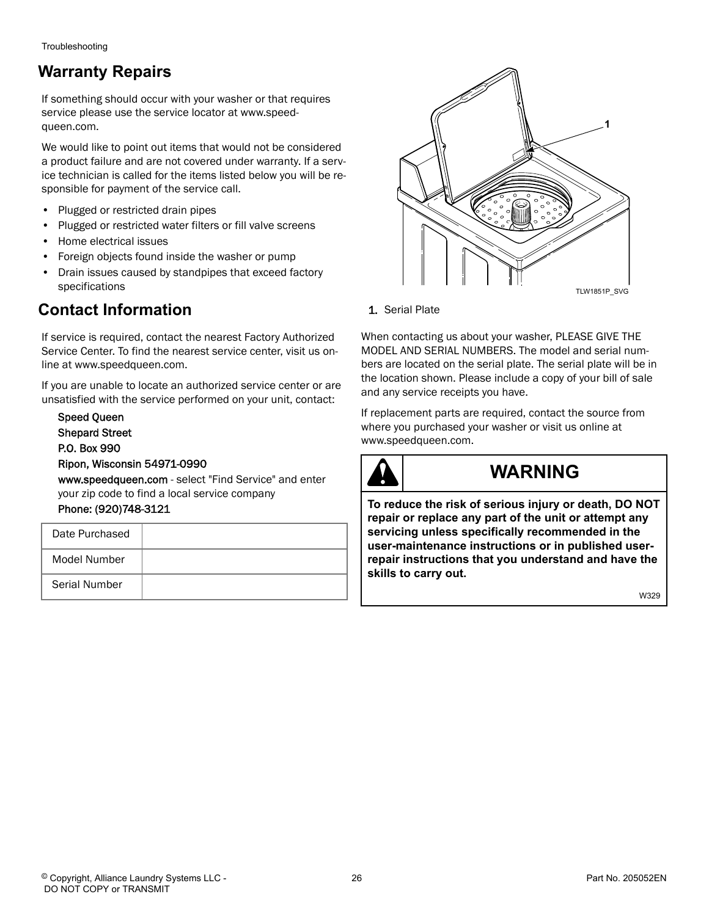## Warranty Repairs

If something should occur with your washer or that requires service please use the service locator at www.speed-queen.com.

We would like to point out items that would not be considered a product failure and are not covered under warranty. If a service technician is called for the items listed below you will be responsible for payment of the service call.

- Plugged or restricted drain pipes
- Plugged or restricted water filters or fill valve screens
- Home electrical issues
- Foreign objects found inside the washer or pump
- Drain issues caused by standpipes that exceed factory specifications

1

TLW1851P_SVG

1. Serial Plate

## Contact Information

If service is required, contact the nearest Factory Authorized Service Center. To find the nearest service center, visit us online at www.speedqueen.com.

If you are unable to locate an authorized service center or are unsatisfied with the service performed on your unit, contact:

Speed Queen
Shepard Street
P.O. Box 990
Ripon, Wisconsin 54971-0990
www.speedqueen.com - select "Find Service" and enter your zip code to find a local service company
Phone: (920)748-3121

| | |
|---|---|
| Date Purchased | |
| Model Number | |
| Serial Number | |

When contacting us about your washer, PLEASE GIVE THE MODEL AND SERIAL NUMBERS. The model and serial numbers are located on the serial plate. The serial plate will be in the location shown. Please include a copy of your bill of sale and any service receipts you have.

If replacement parts are required, contact the source from where you purchased your washer or visit us online at www.speedqueen.com.

**WARNING**

**To reduce the risk of serious injury or death, DO NOT repair or replace any part of the unit or attempt any servicing unless specifically recommended in the user-maintenance instructions or in published user-repair instructions that you understand and have the skills to carry out.**

W329

© Copyright, Alliance Laundry Systems LLC - DO NOT COPY or TRANSMIT

Part No. 205052EN